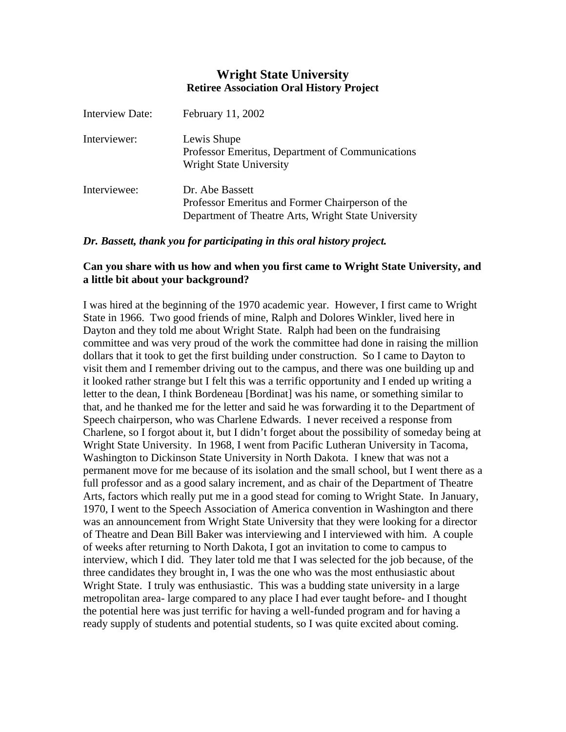# Wright State University
## Retiree Association Oral History Project

Interview Date: February 11, 2002

Interviewer: Lewis Shupe
Professor Emeritus, Department of Communications
Wright State University

Interviewee: Dr. Abe Bassett
Professor Emeritus and Former Chairperson of the
Department of Theatre Arts, Wright State University

***Dr. Bassett, thank you for participating in this oral history project.***

**Can you share with us how and when you first came to Wright State University, and a little bit about your background?**

I was hired at the beginning of the 1970 academic year. However, I first came to Wright State in 1966. Two good friends of mine, Ralph and Dolores Winkler, lived here in Dayton and they told me about Wright State. Ralph had been on the fundraising committee and was very proud of the work the committee had done in raising the million dollars that it took to get the first building under construction. So I came to Dayton to visit them and I remember driving out to the campus, and there was one building up and it looked rather strange but I felt this was a terrific opportunity and I ended up writing a letter to the dean, I think Bordeneau [Bordinat] was his name, or something similar to that, and he thanked me for the letter and said he was forwarding it to the Department of Speech chairperson, who was Charlene Edwards. I never received a response from Charlene, so I forgot about it, but I didn't forget about the possibility of someday being at Wright State University. In 1968, I went from Pacific Lutheran University in Tacoma, Washington to Dickinson State University in North Dakota. I knew that was not a permanent move for me because of its isolation and the small school, but I went there as a full professor and as a good salary increment, and as chair of the Department of Theatre Arts, factors which really put me in a good stead for coming to Wright State. In January, 1970, I went to the Speech Association of America convention in Washington and there was an announcement from Wright State University that they were looking for a director of Theatre and Dean Bill Baker was interviewing and I interviewed with him. A couple of weeks after returning to North Dakota, I got an invitation to come to campus to interview, which I did. They later told me that I was selected for the job because, of the three candidates they brought in, I was the one who was the most enthusiastic about Wright State. I truly was enthusiastic. This was a budding state university in a large metropolitan area- large compared to any place I had ever taught before- and I thought the potential here was just terrific for having a well-funded program and for having a ready supply of students and potential students, so I was quite excited about coming.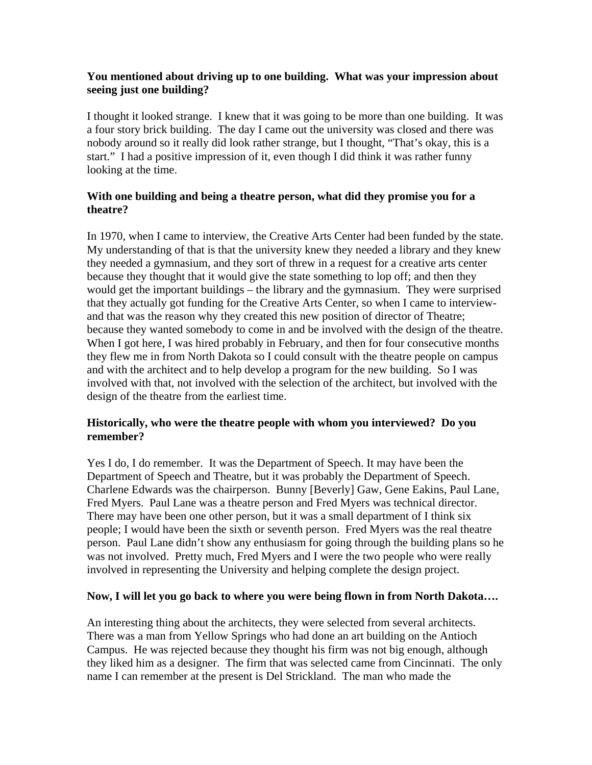**You mentioned about driving up to one building. What was your impression about seeing just one building?**

I thought it looked strange. I knew that it was going to be more than one building. It was a four story brick building. The day I came out the university was closed and there was nobody around so it really did look rather strange, but I thought, "That's okay, this is a start." I had a positive impression of it, even though I did think it was rather funny looking at the time.

**With one building and being a theatre person, what did they promise you for a theatre?**

In 1970, when I came to interview, the Creative Arts Center had been funded by the state. My understanding of that is that the university knew they needed a library and they knew they needed a gymnasium, and they sort of threw in a request for a creative arts center because they thought that it would give the state something to lop off; and then they would get the important buildings – the library and the gymnasium. They were surprised that they actually got funding for the Creative Arts Center, so when I came to interview- and that was the reason why they created this new position of director of Theatre; because they wanted somebody to come in and be involved with the design of the theatre. When I got here, I was hired probably in February, and then for four consecutive months they flew me in from North Dakota so I could consult with the theatre people on campus and with the architect and to help develop a program for the new building. So I was involved with that, not involved with the selection of the architect, but involved with the design of the theatre from the earliest time.

**Historically, who were the theatre people with whom you interviewed? Do you remember?**

Yes I do, I do remember. It was the Department of Speech. It may have been the Department of Speech and Theatre, but it was probably the Department of Speech. Charlene Edwards was the chairperson. Bunny [Beverly] Gaw, Gene Eakins, Paul Lane, Fred Myers. Paul Lane was a theatre person and Fred Myers was technical director. There may have been one other person, but it was a small department of I think six people; I would have been the sixth or seventh person. Fred Myers was the real theatre person. Paul Lane didn't show any enthusiasm for going through the building plans so he was not involved. Pretty much, Fred Myers and I were the two people who were really involved in representing the University and helping complete the design project.

**Now, I will let you go back to where you were being flown in from North Dakota….**

An interesting thing about the architects, they were selected from several architects. There was a man from Yellow Springs who had done an art building on the Antioch Campus. He was rejected because they thought his firm was not big enough, although they liked him as a designer. The firm that was selected came from Cincinnati. The only name I can remember at the present is Del Strickland. The man who made the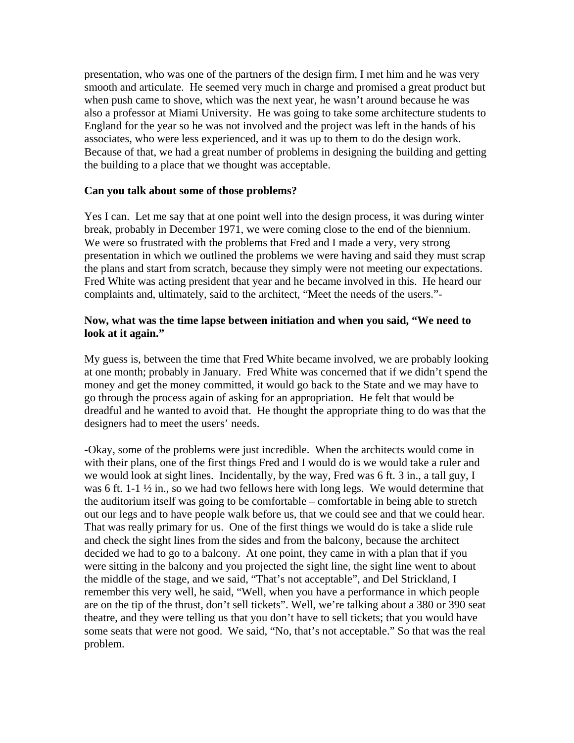presentation, who was one of the partners of the design firm, I met him and he was very smooth and articulate. He seemed very much in charge and promised a great product but when push came to shove, which was the next year, he wasn't around because he was also a professor at Miami University. He was going to take some architecture students to England for the year so he was not involved and the project was left in the hands of his associates, who were less experienced, and it was up to them to do the design work. Because of that, we had a great number of problems in designing the building and getting the building to a place that we thought was acceptable.

**Can you talk about some of those problems?**

Yes I can. Let me say that at one point well into the design process, it was during winter break, probably in December 1971, we were coming close to the end of the biennium. We were so frustrated with the problems that Fred and I made a very, very strong presentation in which we outlined the problems we were having and said they must scrap the plans and start from scratch, because they simply were not meeting our expectations. Fred White was acting president that year and he became involved in this. He heard our complaints and, ultimately, said to the architect, "Meet the needs of the users."-

**Now, what was the time lapse between initiation and when you said, "We need to look at it again."**

My guess is, between the time that Fred White became involved, we are probably looking at one month; probably in January. Fred White was concerned that if we didn't spend the money and get the money committed, it would go back to the State and we may have to go through the process again of asking for an appropriation. He felt that would be dreadful and he wanted to avoid that. He thought the appropriate thing to do was that the designers had to meet the users' needs.

-Okay, some of the problems were just incredible. When the architects would come in with their plans, one of the first things Fred and I would do is we would take a ruler and we would look at sight lines. Incidentally, by the way, Fred was 6 ft. 3 in., a tall guy, I was 6 ft. 1-1 ½ in., so we had two fellows here with long legs. We would determine that the auditorium itself was going to be comfortable – comfortable in being able to stretch out our legs and to have people walk before us, that we could see and that we could hear. That was really primary for us. One of the first things we would do is take a slide rule and check the sight lines from the sides and from the balcony, because the architect decided we had to go to a balcony. At one point, they came in with a plan that if you were sitting in the balcony and you projected the sight line, the sight line went to about the middle of the stage, and we said, "That's not acceptable", and Del Strickland, I remember this very well, he said, "Well, when you have a performance in which people are on the tip of the thrust, don't sell tickets". Well, we're talking about a 380 or 390 seat theatre, and they were telling us that you don't have to sell tickets; that you would have some seats that were not good. We said, "No, that's not acceptable." So that was the real problem.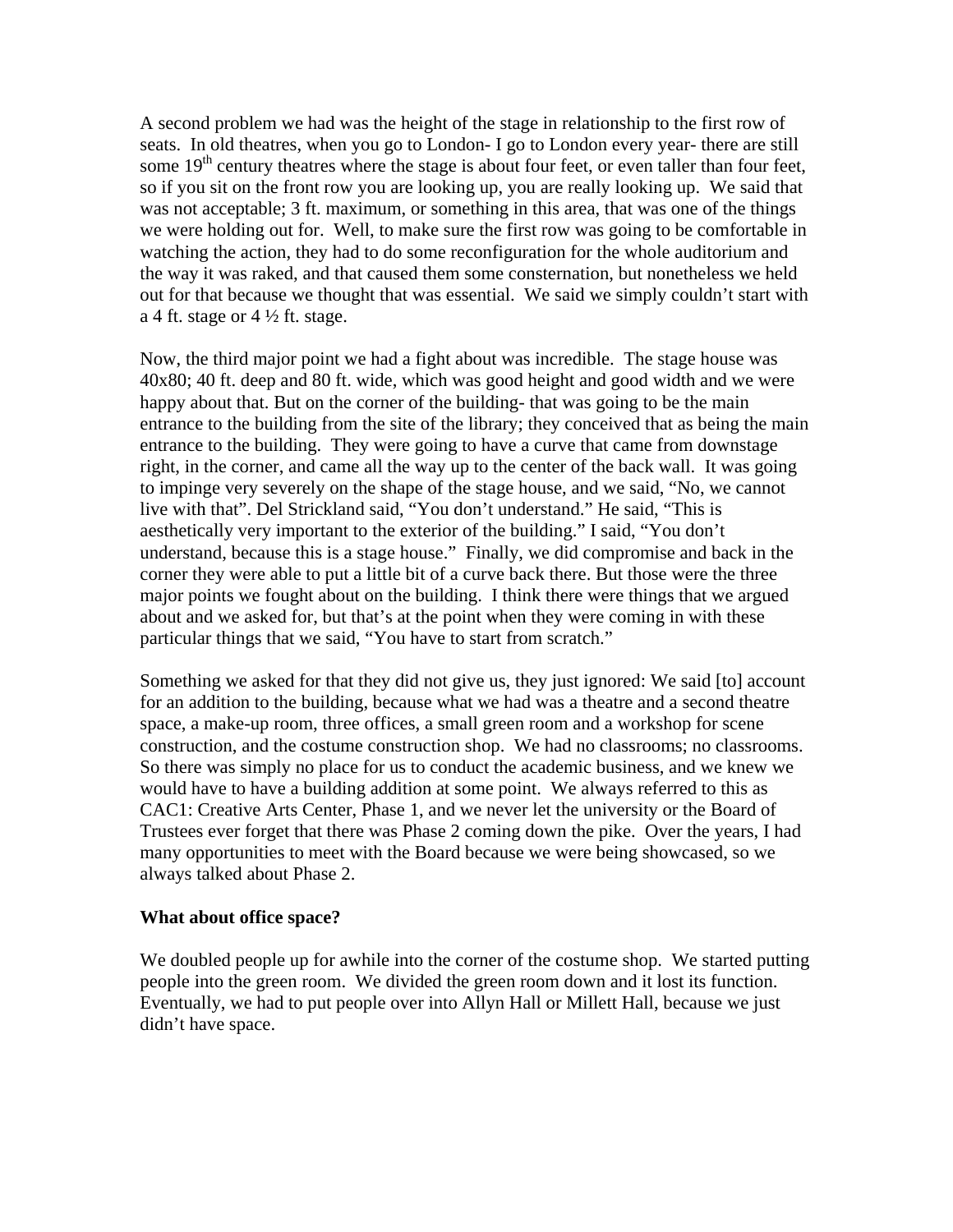A second problem we had was the height of the stage in relationship to the first row of seats. In old theatres, when you go to London- I go to London every year- there are still some 19th century theatres where the stage is about four feet, or even taller than four feet, so if you sit on the front row you are looking up, you are really looking up. We said that was not acceptable; 3 ft. maximum, or something in this area, that was one of the things we were holding out for. Well, to make sure the first row was going to be comfortable in watching the action, they had to do some reconfiguration for the whole auditorium and the way it was raked, and that caused them some consternation, but nonetheless we held out for that because we thought that was essential. We said we simply couldn't start with a 4 ft. stage or 4 ½ ft. stage.

Now, the third major point we had a fight about was incredible. The stage house was 40x80; 40 ft. deep and 80 ft. wide, which was good height and good width and we were happy about that. But on the corner of the building- that was going to be the main entrance to the building from the site of the library; they conceived that as being the main entrance to the building. They were going to have a curve that came from downstage right, in the corner, and came all the way up to the center of the back wall. It was going to impinge very severely on the shape of the stage house, and we said, "No, we cannot live with that". Del Strickland said, "You don't understand." He said, "This is aesthetically very important to the exterior of the building." I said, "You don't understand, because this is a stage house." Finally, we did compromise and back in the corner they were able to put a little bit of a curve back there. But those were the three major points we fought about on the building. I think there were things that we argued about and we asked for, but that's at the point when they were coming in with these particular things that we said, "You have to start from scratch."

Something we asked for that they did not give us, they just ignored: We said [to] account for an addition to the building, because what we had was a theatre and a second theatre space, a make-up room, three offices, a small green room and a workshop for scene construction, and the costume construction shop. We had no classrooms; no classrooms. So there was simply no place for us to conduct the academic business, and we knew we would have to have a building addition at some point. We always referred to this as CAC1: Creative Arts Center, Phase 1, and we never let the university or the Board of Trustees ever forget that there was Phase 2 coming down the pike. Over the years, I had many opportunities to meet with the Board because we were being showcased, so we always talked about Phase 2.

**What about office space?**

We doubled people up for awhile into the corner of the costume shop. We started putting people into the green room. We divided the green room down and it lost its function. Eventually, we had to put people over into Allyn Hall or Millett Hall, because we just didn't have space.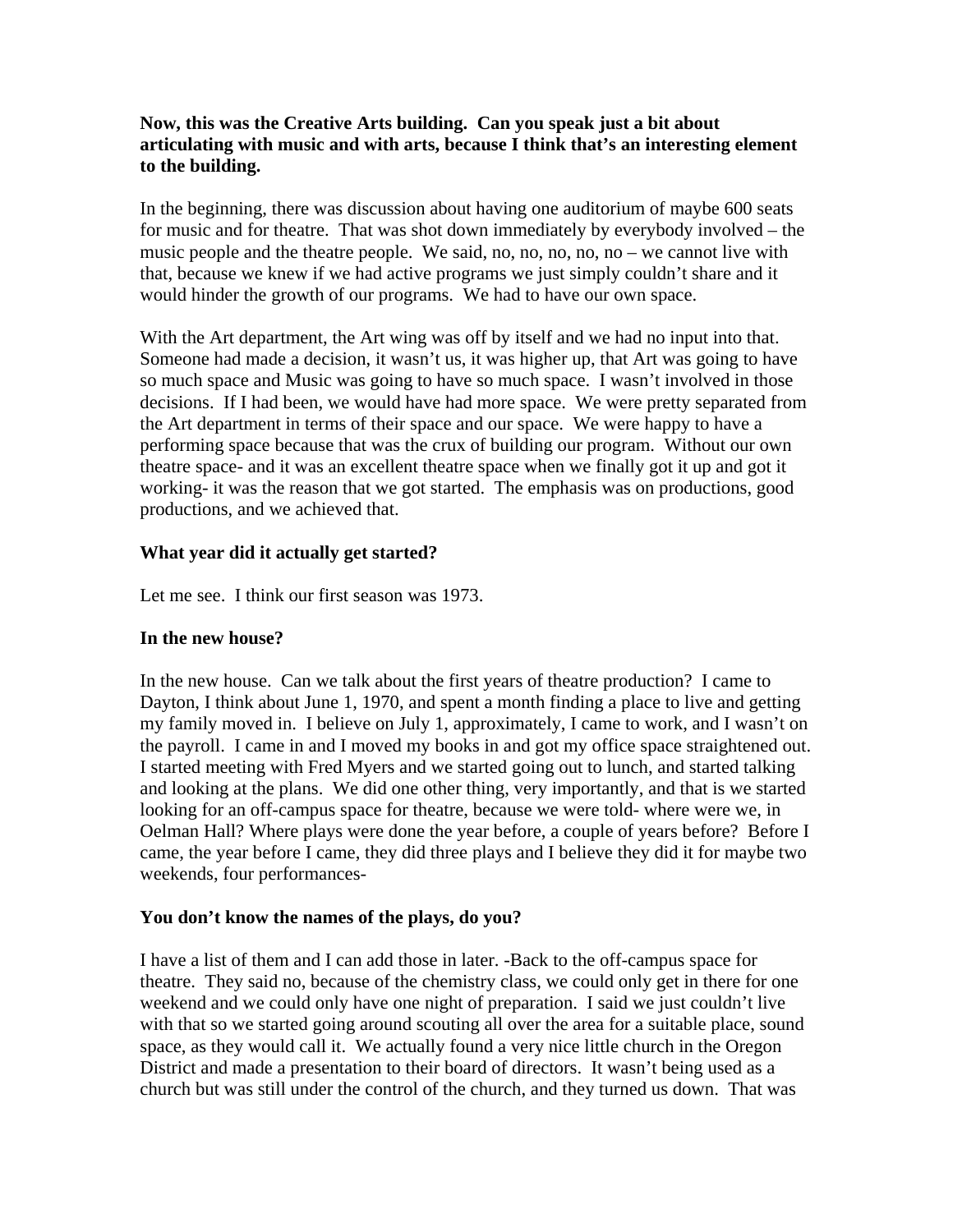**Now, this was the Creative Arts building. Can you speak just a bit about articulating with music and with arts, because I think that's an interesting element to the building.**

In the beginning, there was discussion about having one auditorium of maybe 600 seats for music and for theatre. That was shot down immediately by everybody involved – the music people and the theatre people. We said, no, no, no, no, no – we cannot live with that, because we knew if we had active programs we just simply couldn't share and it would hinder the growth of our programs. We had to have our own space.

With the Art department, the Art wing was off by itself and we had no input into that. Someone had made a decision, it wasn't us, it was higher up, that Art was going to have so much space and Music was going to have so much space. I wasn't involved in those decisions. If I had been, we would have had more space. We were pretty separated from the Art department in terms of their space and our space. We were happy to have a performing space because that was the crux of building our program. Without our own theatre space- and it was an excellent theatre space when we finally got it up and got it working- it was the reason that we got started. The emphasis was on productions, good productions, and we achieved that.

**What year did it actually get started?**

Let me see. I think our first season was 1973.

**In the new house?**

In the new house. Can we talk about the first years of theatre production? I came to Dayton, I think about June 1, 1970, and spent a month finding a place to live and getting my family moved in. I believe on July 1, approximately, I came to work, and I wasn't on the payroll. I came in and I moved my books in and got my office space straightened out. I started meeting with Fred Myers and we started going out to lunch, and started talking and looking at the plans. We did one other thing, very importantly, and that is we started looking for an off-campus space for theatre, because we were told- where were we, in Oelman Hall? Where plays were done the year before, a couple of years before? Before I came, the year before I came, they did three plays and I believe they did it for maybe two weekends, four performances-

**You don't know the names of the plays, do you?**

I have a list of them and I can add those in later. -Back to the off-campus space for theatre. They said no, because of the chemistry class, we could only get in there for one weekend and we could only have one night of preparation. I said we just couldn't live with that so we started going around scouting all over the area for a suitable place, sound space, as they would call it. We actually found a very nice little church in the Oregon District and made a presentation to their board of directors. It wasn't being used as a church but was still under the control of the church, and they turned us down. That was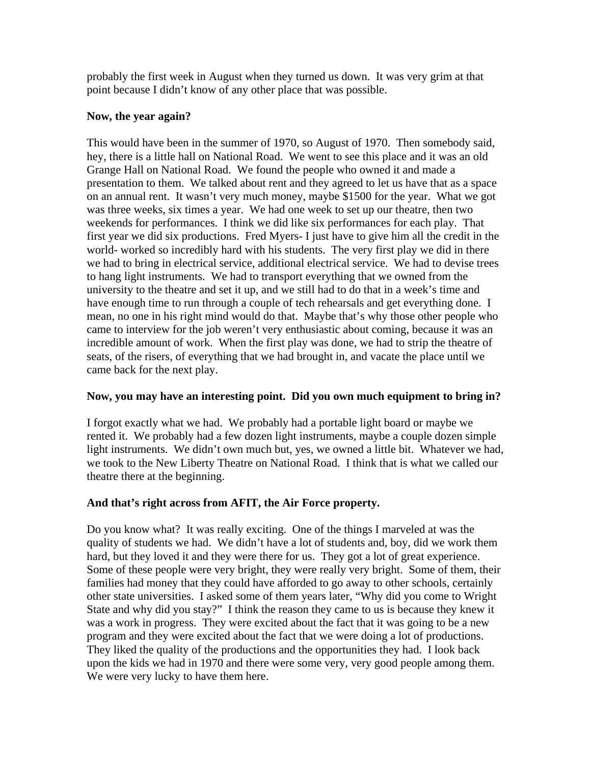probably the first week in August when they turned us down. It was very grim at that point because I didn't know of any other place that was possible.

**Now, the year again?**

This would have been in the summer of 1970, so August of 1970. Then somebody said, hey, there is a little hall on National Road. We went to see this place and it was an old Grange Hall on National Road. We found the people who owned it and made a presentation to them. We talked about rent and they agreed to let us have that as a space on an annual rent. It wasn't very much money, maybe $1500 for the year. What we got was three weeks, six times a year. We had one week to set up our theatre, then two weekends for performances. I think we did like six performances for each play. That first year we did six productions. Fred Myers- I just have to give him all the credit in the world- worked so incredibly hard with his students. The very first play we did in there we had to bring in electrical service, additional electrical service. We had to devise trees to hang light instruments. We had to transport everything that we owned from the university to the theatre and set it up, and we still had to do that in a week's time and have enough time to run through a couple of tech rehearsals and get everything done. I mean, no one in his right mind would do that. Maybe that's why those other people who came to interview for the job weren't very enthusiastic about coming, because it was an incredible amount of work. When the first play was done, we had to strip the theatre of seats, of the risers, of everything that we had brought in, and vacate the place until we came back for the next play.

**Now, you may have an interesting point. Did you own much equipment to bring in?**

I forgot exactly what we had. We probably had a portable light board or maybe we rented it. We probably had a few dozen light instruments, maybe a couple dozen simple light instruments. We didn't own much but, yes, we owned a little bit. Whatever we had, we took to the New Liberty Theatre on National Road. I think that is what we called our theatre there at the beginning.

**And that's right across from AFIT, the Air Force property.**

Do you know what? It was really exciting. One of the things I marveled at was the quality of students we had. We didn't have a lot of students and, boy, did we work them hard, but they loved it and they were there for us. They got a lot of great experience. Some of these people were very bright, they were really very bright. Some of them, their families had money that they could have afforded to go away to other schools, certainly other state universities. I asked some of them years later, "Why did you come to Wright State and why did you stay?" I think the reason they came to us is because they knew it was a work in progress. They were excited about the fact that it was going to be a new program and they were excited about the fact that we were doing a lot of productions. They liked the quality of the productions and the opportunities they had. I look back upon the kids we had in 1970 and there were some very, very good people among them. We were very lucky to have them here.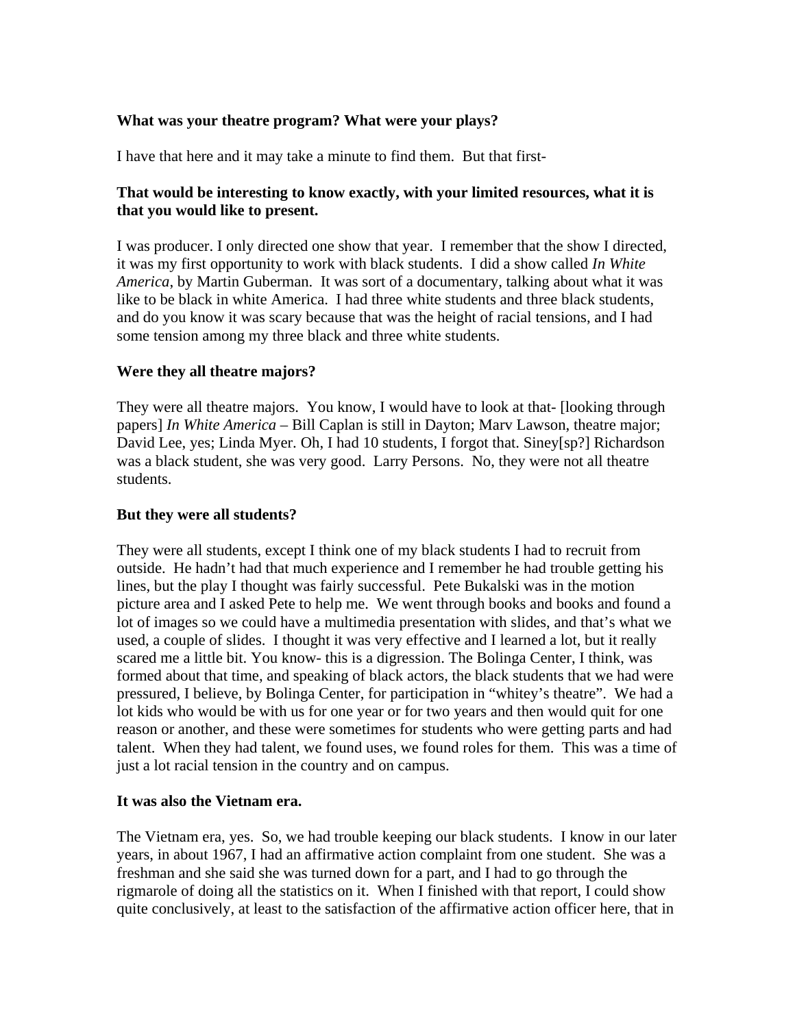**What was your theatre program? What were your plays?**

I have that here and it may take a minute to find them. But that first-

**That would be interesting to know exactly, with your limited resources, what it is that you would like to present.**

I was producer. I only directed one show that year. I remember that the show I directed, it was my first opportunity to work with black students. I did a show called *In White America*, by Martin Guberman. It was sort of a documentary, talking about what it was like to be black in white America. I had three white students and three black students, and do you know it was scary because that was the height of racial tensions, and I had some tension among my three black and three white students.

**Were they all theatre majors?**

They were all theatre majors. You know, I would have to look at that- [looking through papers] *In White America* – Bill Caplan is still in Dayton; Marv Lawson, theatre major; David Lee, yes; Linda Myer. Oh, I had 10 students, I forgot that. Siney[sp?] Richardson was a black student, she was very good. Larry Persons. No, they were not all theatre students.

**But they were all students?**

They were all students, except I think one of my black students I had to recruit from outside. He hadn't had that much experience and I remember he had trouble getting his lines, but the play I thought was fairly successful. Pete Bukalski was in the motion picture area and I asked Pete to help me. We went through books and books and found a lot of images so we could have a multimedia presentation with slides, and that's what we used, a couple of slides. I thought it was very effective and I learned a lot, but it really scared me a little bit. You know- this is a digression. The Bolinga Center, I think, was formed about that time, and speaking of black actors, the black students that we had were pressured, I believe, by Bolinga Center, for participation in "whitey's theatre". We had a lot kids who would be with us for one year or for two years and then would quit for one reason or another, and these were sometimes for students who were getting parts and had talent. When they had talent, we found uses, we found roles for them. This was a time of just a lot racial tension in the country and on campus.

**It was also the Vietnam era.**

The Vietnam era, yes. So, we had trouble keeping our black students. I know in our later years, in about 1967, I had an affirmative action complaint from one student. She was a freshman and she said she was turned down for a part, and I had to go through the rigmarole of doing all the statistics on it. When I finished with that report, I could show quite conclusively, at least to the satisfaction of the affirmative action officer here, that in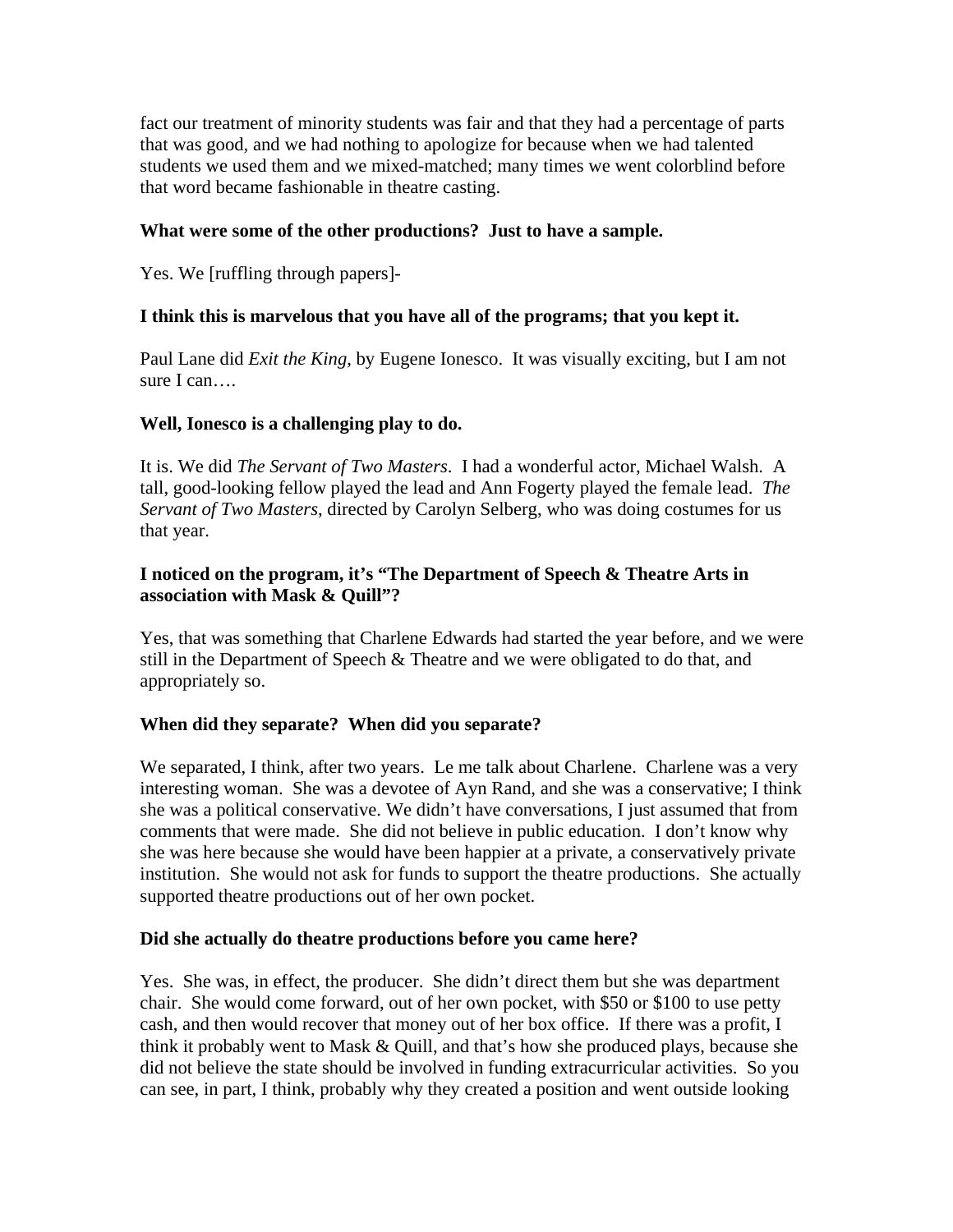fact our treatment of minority students was fair and that they had a percentage of parts that was good, and we had nothing to apologize for because when we had talented students we used them and we mixed-matched; many times we went colorblind before that word became fashionable in theatre casting.

**What were some of the other productions? Just to have a sample.**

Yes. We [ruffling through papers]-

**I think this is marvelous that you have all of the programs; that you kept it.**

Paul Lane did *Exit the King*, by Eugene Ionesco. It was visually exciting, but I am not sure I can….

**Well, Ionesco is a challenging play to do.**

It is. We did *The Servant of Two Masters*. I had a wonderful actor, Michael Walsh. A tall, good-looking fellow played the lead and Ann Fogerty played the female lead. *The Servant of Two Masters*, directed by Carolyn Selberg, who was doing costumes for us that year.

**I noticed on the program, it's "The Department of Speech & Theatre Arts in association with Mask & Quill"?**

Yes, that was something that Charlene Edwards had started the year before, and we were still in the Department of Speech & Theatre and we were obligated to do that, and appropriately so.

**When did they separate? When did you separate?**

We separated, I think, after two years. Le me talk about Charlene. Charlene was a very interesting woman. She was a devotee of Ayn Rand, and she was a conservative; I think she was a political conservative. We didn't have conversations, I just assumed that from comments that were made. She did not believe in public education. I don't know why she was here because she would have been happier at a private, a conservatively private institution. She would not ask for funds to support the theatre productions. She actually supported theatre productions out of her own pocket.

**Did she actually do theatre productions before you came here?**

Yes. She was, in effect, the producer. She didn't direct them but she was department chair. She would come forward, out of her own pocket, with $50 or $100 to use petty cash, and then would recover that money out of her box office. If there was a profit, I think it probably went to Mask & Quill, and that's how she produced plays, because she did not believe the state should be involved in funding extracurricular activities. So you can see, in part, I think, probably why they created a position and went outside looking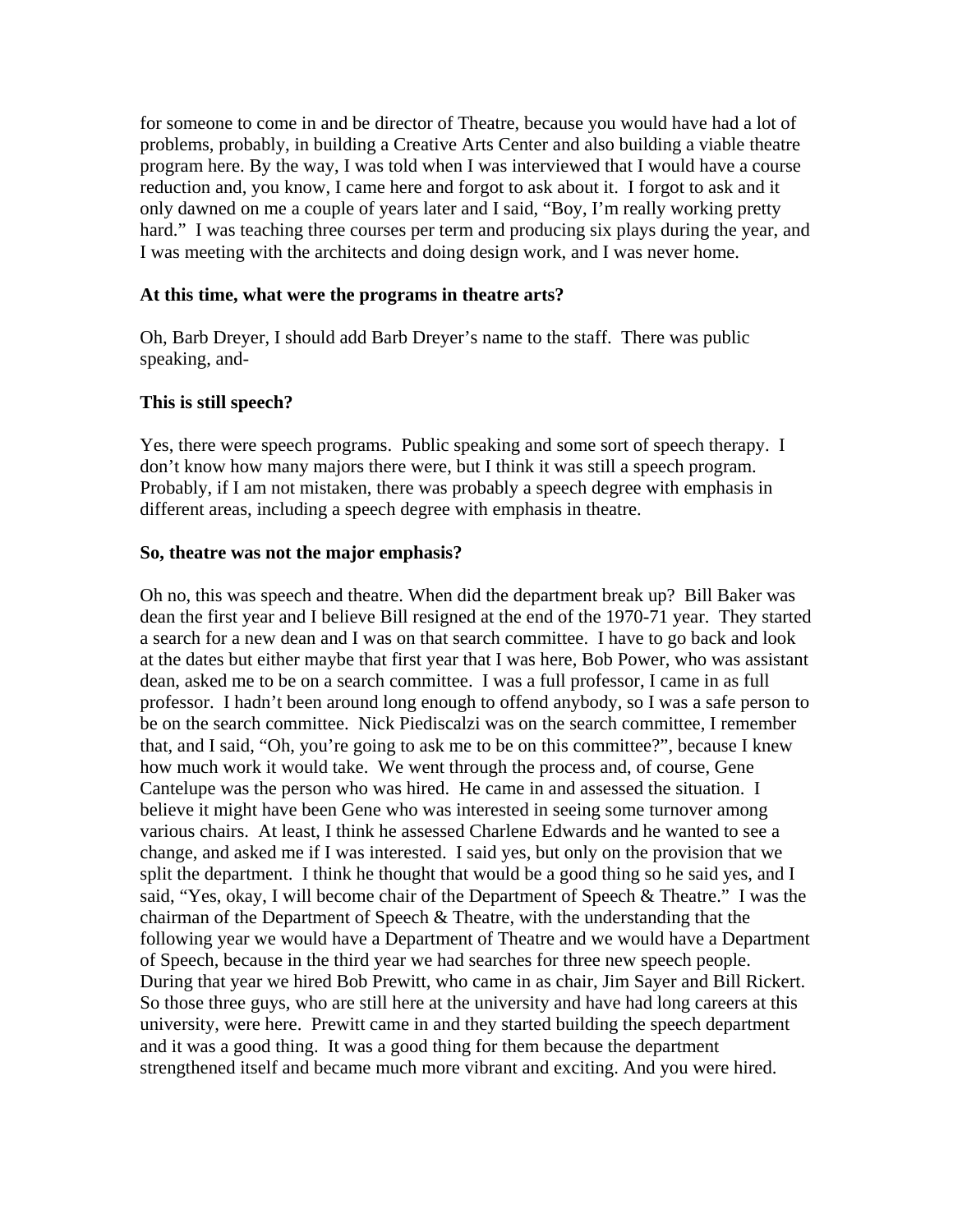for someone to come in and be director of Theatre, because you would have had a lot of problems, probably, in building a Creative Arts Center and also building a viable theatre program here. By the way, I was told when I was interviewed that I would have a course reduction and, you know, I came here and forgot to ask about it. I forgot to ask and it only dawned on me a couple of years later and I said, "Boy, I'm really working pretty hard." I was teaching three courses per term and producing six plays during the year, and I was meeting with the architects and doing design work, and I was never home.

**At this time, what were the programs in theatre arts?**

Oh, Barb Dreyer, I should add Barb Dreyer's name to the staff. There was public speaking, and-

**This is still speech?**

Yes, there were speech programs. Public speaking and some sort of speech therapy. I don't know how many majors there were, but I think it was still a speech program. Probably, if I am not mistaken, there was probably a speech degree with emphasis in different areas, including a speech degree with emphasis in theatre.

**So, theatre was not the major emphasis?**

Oh no, this was speech and theatre. When did the department break up? Bill Baker was dean the first year and I believe Bill resigned at the end of the 1970-71 year. They started a search for a new dean and I was on that search committee. I have to go back and look at the dates but either maybe that first year that I was here, Bob Power, who was assistant dean, asked me to be on a search committee. I was a full professor, I came in as full professor. I hadn't been around long enough to offend anybody, so I was a safe person to be on the search committee. Nick Piediscalzi was on the search committee, I remember that, and I said, "Oh, you're going to ask me to be on this committee?", because I knew how much work it would take. We went through the process and, of course, Gene Cantelupe was the person who was hired. He came in and assessed the situation. I believe it might have been Gene who was interested in seeing some turnover among various chairs. At least, I think he assessed Charlene Edwards and he wanted to see a change, and asked me if I was interested. I said yes, but only on the provision that we split the department. I think he thought that would be a good thing so he said yes, and I said, "Yes, okay, I will become chair of the Department of Speech & Theatre." I was the chairman of the Department of Speech & Theatre, with the understanding that the following year we would have a Department of Theatre and we would have a Department of Speech, because in the third year we had searches for three new speech people. During that year we hired Bob Prewitt, who came in as chair, Jim Sayer and Bill Rickert. So those three guys, who are still here at the university and have had long careers at this university, were here. Prewitt came in and they started building the speech department and it was a good thing. It was a good thing for them because the department strengthened itself and became much more vibrant and exciting. And you were hired.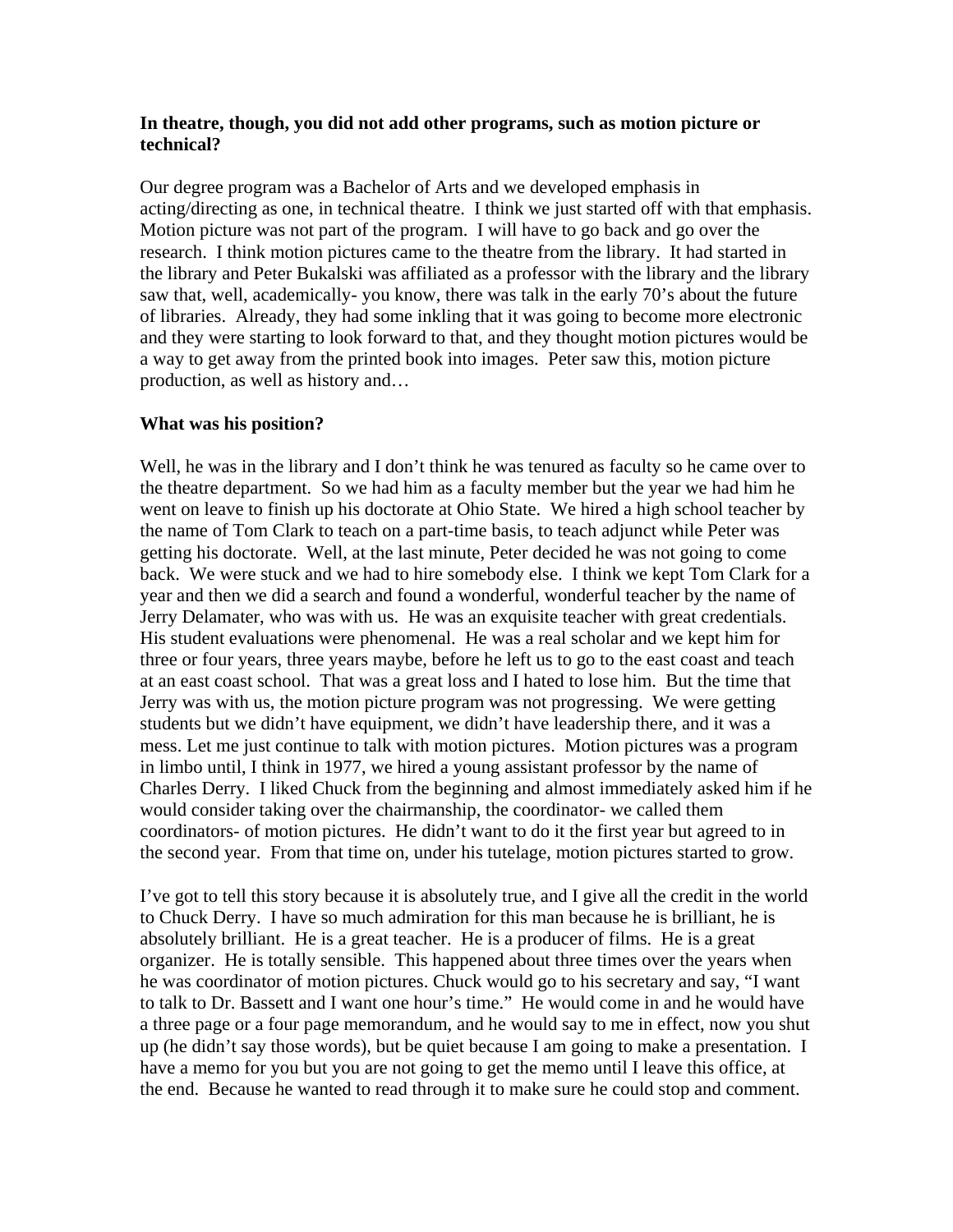**In theatre, though, you did not add other programs, such as motion picture or technical?**

Our degree program was a Bachelor of Arts and we developed emphasis in acting/directing as one, in technical theatre. I think we just started off with that emphasis. Motion picture was not part of the program. I will have to go back and go over the research. I think motion pictures came to the theatre from the library. It had started in the library and Peter Bukalski was affiliated as a professor with the library and the library saw that, well, academically- you know, there was talk in the early 70's about the future of libraries. Already, they had some inkling that it was going to become more electronic and they were starting to look forward to that, and they thought motion pictures would be a way to get away from the printed book into images. Peter saw this, motion picture production, as well as history and…

**What was his position?**

Well, he was in the library and I don't think he was tenured as faculty so he came over to the theatre department. So we had him as a faculty member but the year we had him he went on leave to finish up his doctorate at Ohio State. We hired a high school teacher by the name of Tom Clark to teach on a part-time basis, to teach adjunct while Peter was getting his doctorate. Well, at the last minute, Peter decided he was not going to come back. We were stuck and we had to hire somebody else. I think we kept Tom Clark for a year and then we did a search and found a wonderful, wonderful teacher by the name of Jerry Delamater, who was with us. He was an exquisite teacher with great credentials. His student evaluations were phenomenal. He was a real scholar and we kept him for three or four years, three years maybe, before he left us to go to the east coast and teach at an east coast school. That was a great loss and I hated to lose him. But the time that Jerry was with us, the motion picture program was not progressing. We were getting students but we didn't have equipment, we didn't have leadership there, and it was a mess. Let me just continue to talk with motion pictures. Motion pictures was a program in limbo until, I think in 1977, we hired a young assistant professor by the name of Charles Derry. I liked Chuck from the beginning and almost immediately asked him if he would consider taking over the chairmanship, the coordinator- we called them coordinators- of motion pictures. He didn't want to do it the first year but agreed to in the second year. From that time on, under his tutelage, motion pictures started to grow.

I've got to tell this story because it is absolutely true, and I give all the credit in the world to Chuck Derry. I have so much admiration for this man because he is brilliant, he is absolutely brilliant. He is a great teacher. He is a producer of films. He is a great organizer. He is totally sensible. This happened about three times over the years when he was coordinator of motion pictures. Chuck would go to his secretary and say, "I want to talk to Dr. Bassett and I want one hour's time." He would come in and he would have a three page or a four page memorandum, and he would say to me in effect, now you shut up (he didn't say those words), but be quiet because I am going to make a presentation. I have a memo for you but you are not going to get the memo until I leave this office, at the end. Because he wanted to read through it to make sure he could stop and comment.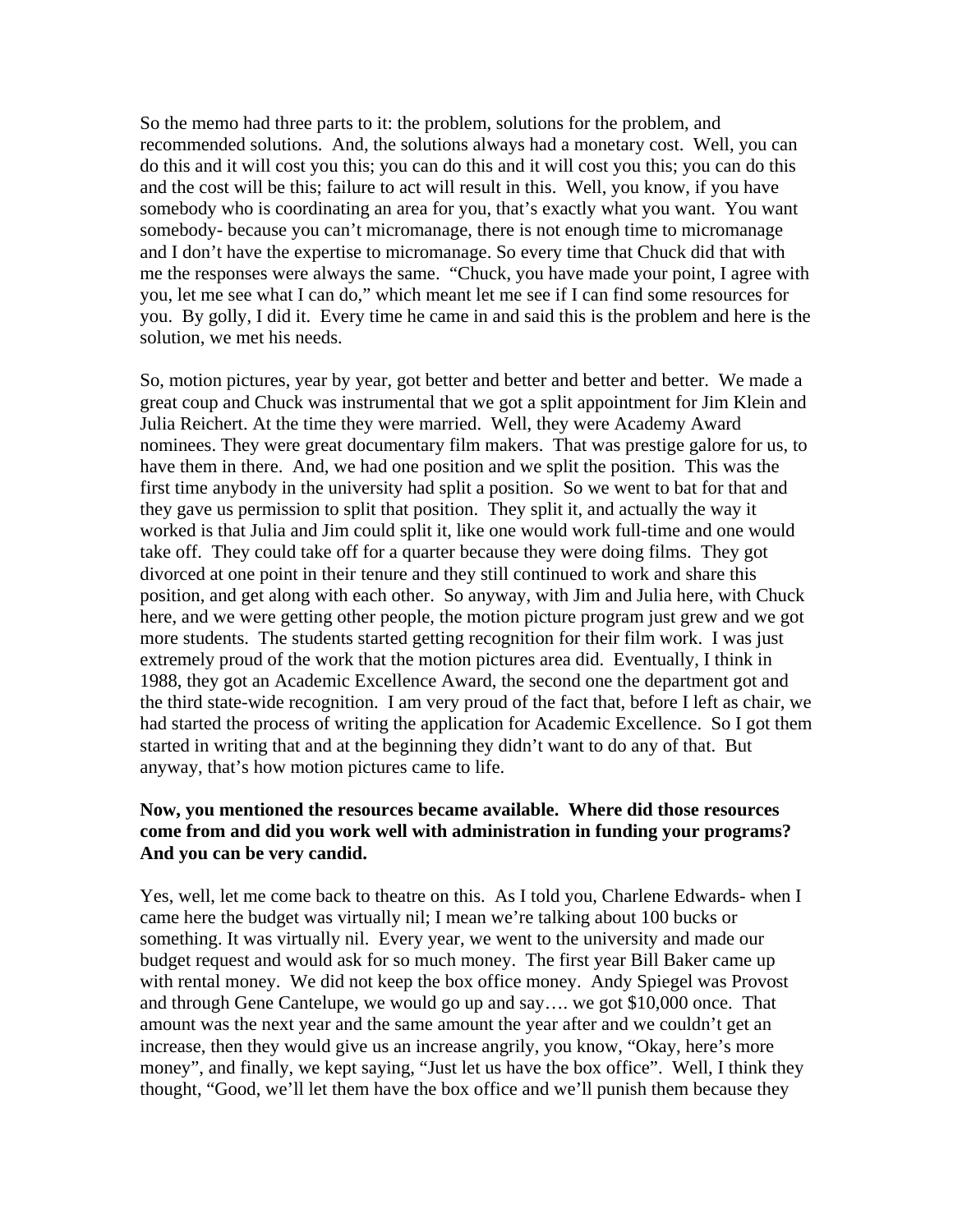So the memo had three parts to it: the problem, solutions for the problem, and recommended solutions. And, the solutions always had a monetary cost. Well, you can do this and it will cost you this; you can do this and it will cost you this; you can do this and the cost will be this; failure to act will result in this. Well, you know, if you have somebody who is coordinating an area for you, that's exactly what you want. You want somebody- because you can't micromanage, there is not enough time to micromanage and I don't have the expertise to micromanage. So every time that Chuck did that with me the responses were always the same. "Chuck, you have made your point, I agree with you, let me see what I can do," which meant let me see if I can find some resources for you. By golly, I did it. Every time he came in and said this is the problem and here is the solution, we met his needs.

So, motion pictures, year by year, got better and better and better and better. We made a great coup and Chuck was instrumental that we got a split appointment for Jim Klein and Julia Reichert. At the time they were married. Well, they were Academy Award nominees. They were great documentary film makers. That was prestige galore for us, to have them in there. And, we had one position and we split the position. This was the first time anybody in the university had split a position. So we went to bat for that and they gave us permission to split that position. They split it, and actually the way it worked is that Julia and Jim could split it, like one would work full-time and one would take off. They could take off for a quarter because they were doing films. They got divorced at one point in their tenure and they still continued to work and share this position, and get along with each other. So anyway, with Jim and Julia here, with Chuck here, and we were getting other people, the motion picture program just grew and we got more students. The students started getting recognition for their film work. I was just extremely proud of the work that the motion pictures area did. Eventually, I think in 1988, they got an Academic Excellence Award, the second one the department got and the third state-wide recognition. I am very proud of the fact that, before I left as chair, we had started the process of writing the application for Academic Excellence. So I got them started in writing that and at the beginning they didn't want to do any of that. But anyway, that's how motion pictures came to life.

**Now, you mentioned the resources became available. Where did those resources come from and did you work well with administration in funding your programs? And you can be very candid.**

Yes, well, let me come back to theatre on this. As I told you, Charlene Edwards- when I came here the budget was virtually nil; I mean we're talking about 100 bucks or something. It was virtually nil. Every year, we went to the university and made our budget request and would ask for so much money. The first year Bill Baker came up with rental money. We did not keep the box office money. Andy Spiegel was Provost and through Gene Cantelupe, we would go up and say…. we got $10,000 once. That amount was the next year and the same amount the year after and we couldn't get an increase, then they would give us an increase angrily, you know, "Okay, here's more money", and finally, we kept saying, "Just let us have the box office". Well, I think they thought, "Good, we'll let them have the box office and we'll punish them because they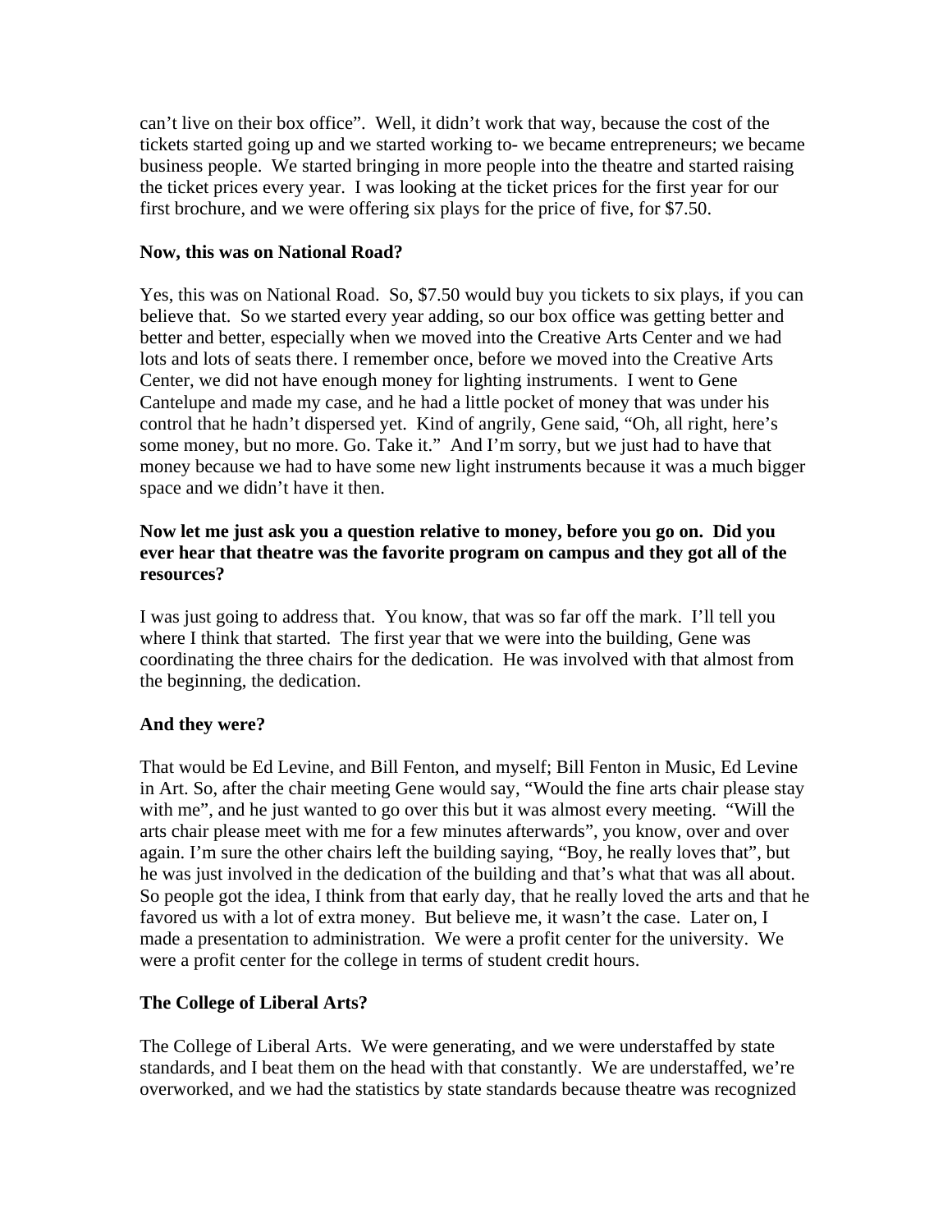can't live on their box office". Well, it didn't work that way, because the cost of the tickets started going up and we started working to- we became entrepreneurs; we became business people. We started bringing in more people into the theatre and started raising the ticket prices every year. I was looking at the ticket prices for the first year for our first brochure, and we were offering six plays for the price of five, for $7.50.

**Now, this was on National Road?**

Yes, this was on National Road. So, $7.50 would buy you tickets to six plays, if you can believe that. So we started every year adding, so our box office was getting better and better and better, especially when we moved into the Creative Arts Center and we had lots and lots of seats there. I remember once, before we moved into the Creative Arts Center, we did not have enough money for lighting instruments. I went to Gene Cantelupe and made my case, and he had a little pocket of money that was under his control that he hadn't dispersed yet. Kind of angrily, Gene said, "Oh, all right, here's some money, but no more. Go. Take it." And I'm sorry, but we just had to have that money because we had to have some new light instruments because it was a much bigger space and we didn't have it then.

**Now let me just ask you a question relative to money, before you go on. Did you ever hear that theatre was the favorite program on campus and they got all of the resources?**

I was just going to address that. You know, that was so far off the mark. I'll tell you where I think that started. The first year that we were into the building, Gene was coordinating the three chairs for the dedication. He was involved with that almost from the beginning, the dedication.

**And they were?**

That would be Ed Levine, and Bill Fenton, and myself; Bill Fenton in Music, Ed Levine in Art. So, after the chair meeting Gene would say, "Would the fine arts chair please stay with me", and he just wanted to go over this but it was almost every meeting. "Will the arts chair please meet with me for a few minutes afterwards", you know, over and over again. I'm sure the other chairs left the building saying, "Boy, he really loves that", but he was just involved in the dedication of the building and that's what that was all about. So people got the idea, I think from that early day, that he really loved the arts and that he favored us with a lot of extra money. But believe me, it wasn't the case. Later on, I made a presentation to administration. We were a profit center for the university. We were a profit center for the college in terms of student credit hours.

**The College of Liberal Arts?**

The College of Liberal Arts. We were generating, and we were understaffed by state standards, and I beat them on the head with that constantly. We are understaffed, we're overworked, and we had the statistics by state standards because theatre was recognized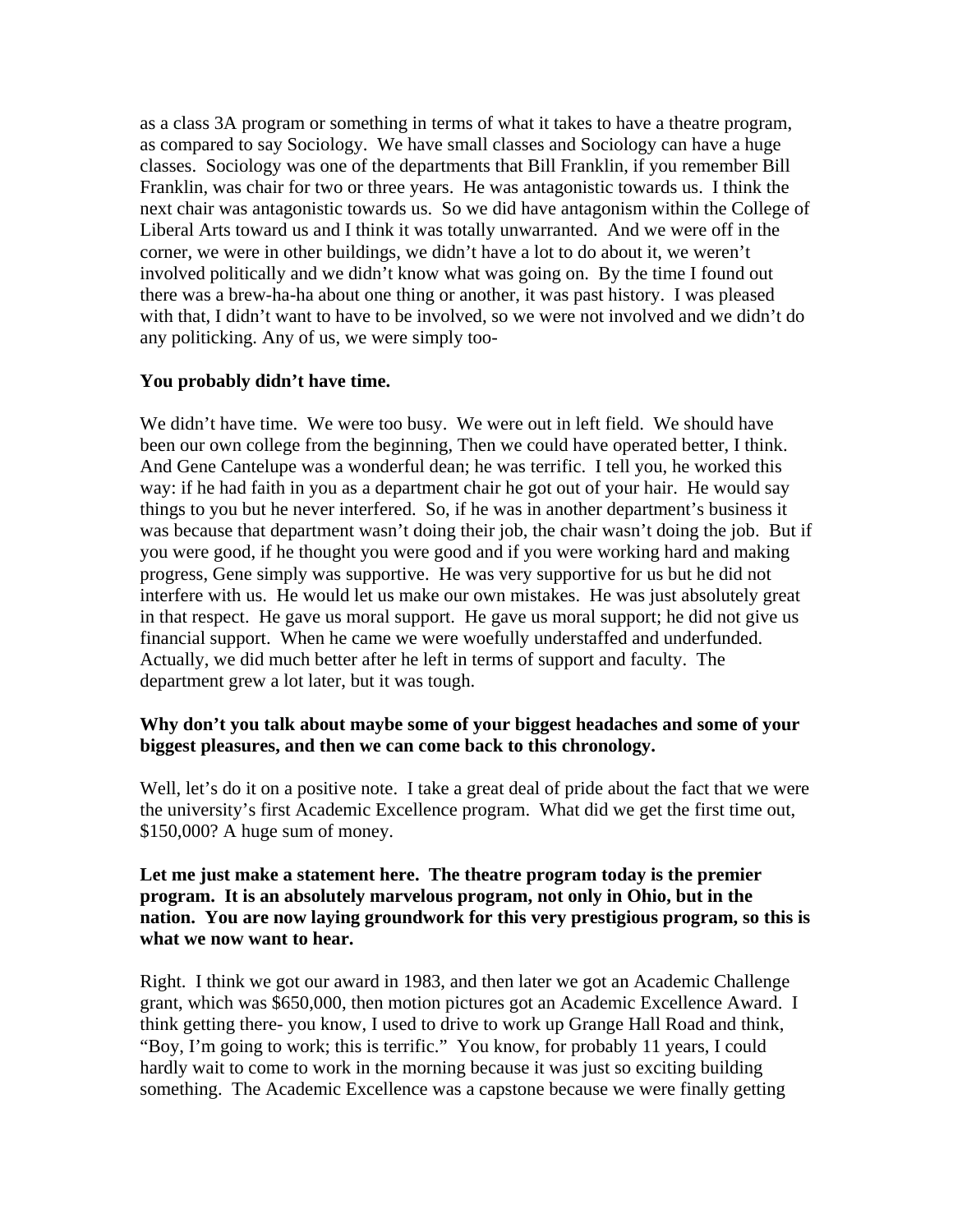as a class 3A program or something in terms of what it takes to have a theatre program, as compared to say Sociology. We have small classes and Sociology can have a huge classes. Sociology was one of the departments that Bill Franklin, if you remember Bill Franklin, was chair for two or three years. He was antagonistic towards us. I think the next chair was antagonistic towards us. So we did have antagonism within the College of Liberal Arts toward us and I think it was totally unwarranted. And we were off in the corner, we were in other buildings, we didn't have a lot to do about it, we weren't involved politically and we didn't know what was going on. By the time I found out there was a brew-ha-ha about one thing or another, it was past history. I was pleased with that, I didn't want to have to be involved, so we were not involved and we didn't do any politicking. Any of us, we were simply too-

**You probably didn't have time.**

We didn't have time. We were too busy. We were out in left field. We should have been our own college from the beginning, Then we could have operated better, I think. And Gene Cantelupe was a wonderful dean; he was terrific. I tell you, he worked this way: if he had faith in you as a department chair he got out of your hair. He would say things to you but he never interfered. So, if he was in another department's business it was because that department wasn't doing their job, the chair wasn't doing the job. But if you were good, if he thought you were good and if you were working hard and making progress, Gene simply was supportive. He was very supportive for us but he did not interfere with us. He would let us make our own mistakes. He was just absolutely great in that respect. He gave us moral support. He gave us moral support; he did not give us financial support. When he came we were woefully understaffed and underfunded. Actually, we did much better after he left in terms of support and faculty. The department grew a lot later, but it was tough.

**Why don't you talk about maybe some of your biggest headaches and some of your biggest pleasures, and then we can come back to this chronology.**

Well, let's do it on a positive note. I take a great deal of pride about the fact that we were the university's first Academic Excellence program. What did we get the first time out, $150,000? A huge sum of money.

**Let me just make a statement here. The theatre program today is the premier program. It is an absolutely marvelous program, not only in Ohio, but in the nation. You are now laying groundwork for this very prestigious program, so this is what we now want to hear.**

Right. I think we got our award in 1983, and then later we got an Academic Challenge grant, which was $650,000, then motion pictures got an Academic Excellence Award. I think getting there- you know, I used to drive to work up Grange Hall Road and think, "Boy, I'm going to work; this is terrific." You know, for probably 11 years, I could hardly wait to come to work in the morning because it was just so exciting building something. The Academic Excellence was a capstone because we were finally getting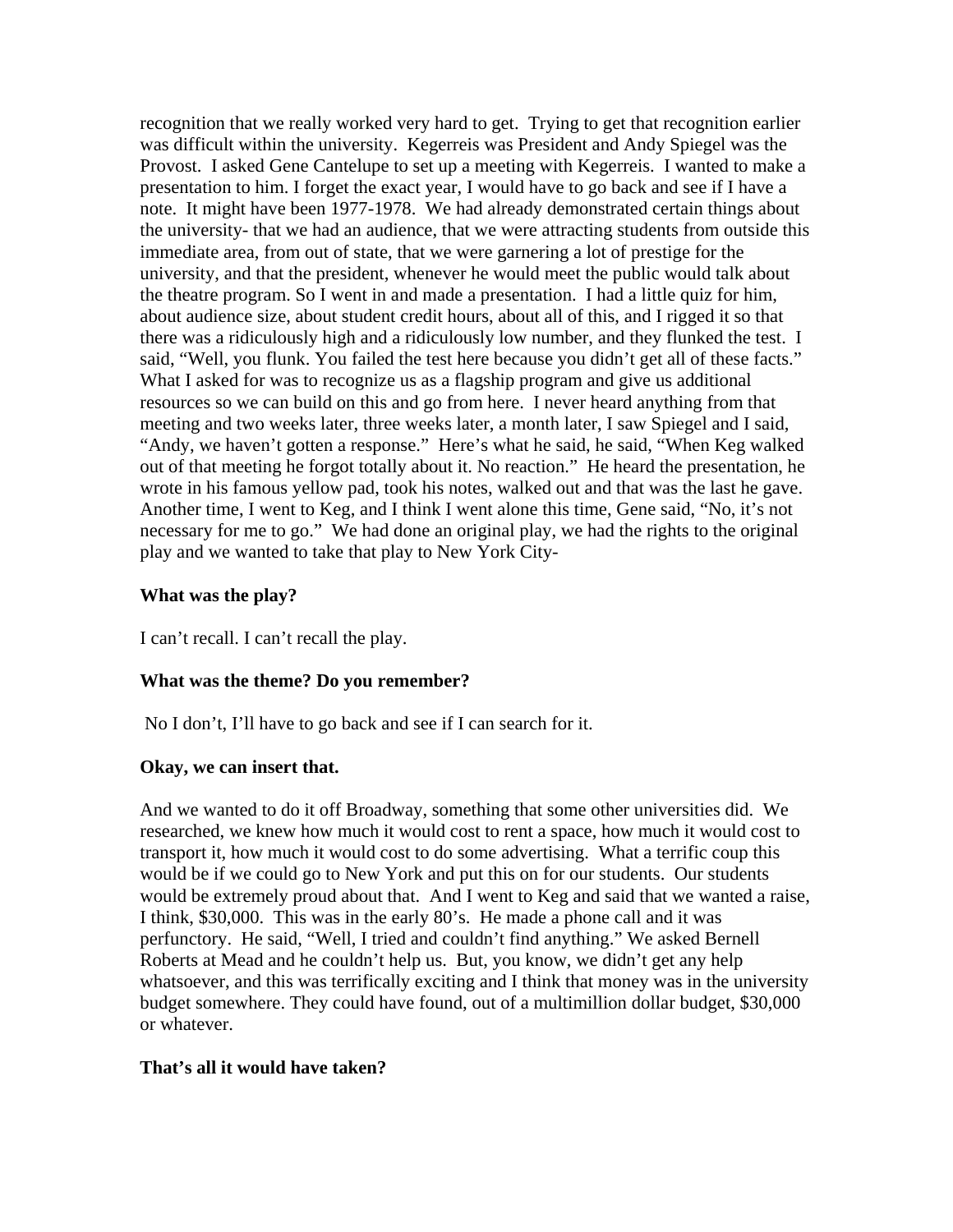recognition that we really worked very hard to get. Trying to get that recognition earlier was difficult within the university. Kegerreis was President and Andy Spiegel was the Provost. I asked Gene Cantelupe to set up a meeting with Kegerreis. I wanted to make a presentation to him. I forget the exact year, I would have to go back and see if I have a note. It might have been 1977-1978. We had already demonstrated certain things about the university- that we had an audience, that we were attracting students from outside this immediate area, from out of state, that we were garnering a lot of prestige for the university, and that the president, whenever he would meet the public would talk about the theatre program. So I went in and made a presentation. I had a little quiz for him, about audience size, about student credit hours, about all of this, and I rigged it so that there was a ridiculously high and a ridiculously low number, and they flunked the test. I said, "Well, you flunk. You failed the test here because you didn't get all of these facts." What I asked for was to recognize us as a flagship program and give us additional resources so we can build on this and go from here. I never heard anything from that meeting and two weeks later, three weeks later, a month later, I saw Spiegel and I said, "Andy, we haven't gotten a response." Here's what he said, he said, "When Keg walked out of that meeting he forgot totally about it. No reaction." He heard the presentation, he wrote in his famous yellow pad, took his notes, walked out and that was the last he gave. Another time, I went to Keg, and I think I went alone this time, Gene said, "No, it's not necessary for me to go." We had done an original play, we had the rights to the original play and we wanted to take that play to New York City-

**What was the play?**

I can't recall. I can't recall the play.

**What was the theme? Do you remember?**

No I don't, I'll have to go back and see if I can search for it.

**Okay, we can insert that.**

And we wanted to do it off Broadway, something that some other universities did. We researched, we knew how much it would cost to rent a space, how much it would cost to transport it, how much it would cost to do some advertising. What a terrific coup this would be if we could go to New York and put this on for our students. Our students would be extremely proud about that. And I went to Keg and said that we wanted a raise, I think, $30,000. This was in the early 80's. He made a phone call and it was perfunctory. He said, "Well, I tried and couldn't find anything." We asked Bernell Roberts at Mead and he couldn't help us. But, you know, we didn't get any help whatsoever, and this was terrifically exciting and I think that money was in the university budget somewhere. They could have found, out of a multimillion dollar budget, $30,000 or whatever.

**That's all it would have taken?**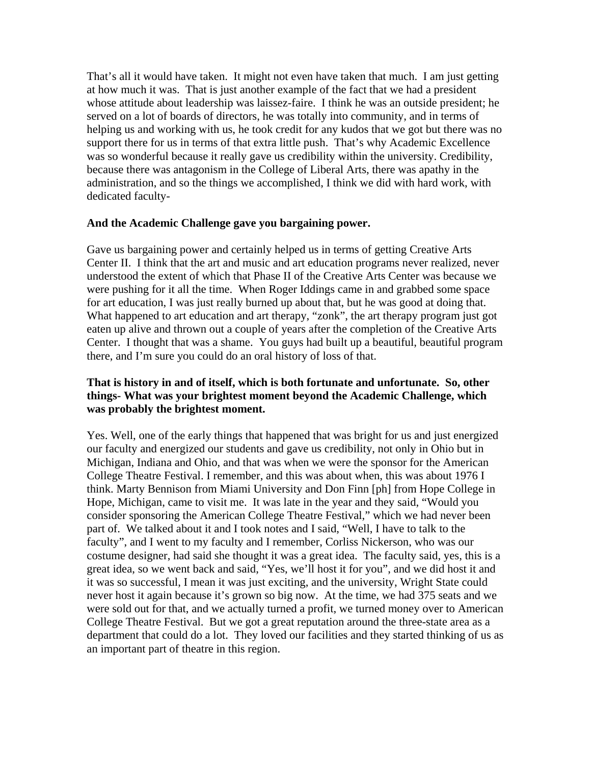That's all it would have taken. It might not even have taken that much. I am just getting at how much it was. That is just another example of the fact that we had a president whose attitude about leadership was laissez-faire. I think he was an outside president; he served on a lot of boards of directors, he was totally into community, and in terms of helping us and working with us, he took credit for any kudos that we got but there was no support there for us in terms of that extra little push. That's why Academic Excellence was so wonderful because it really gave us credibility within the university. Credibility, because there was antagonism in the College of Liberal Arts, there was apathy in the administration, and so the things we accomplished, I think we did with hard work, with dedicated faculty-

**And the Academic Challenge gave you bargaining power.**

Gave us bargaining power and certainly helped us in terms of getting Creative Arts Center II. I think that the art and music and art education programs never realized, never understood the extent of which that Phase II of the Creative Arts Center was because we were pushing for it all the time. When Roger Iddings came in and grabbed some space for art education, I was just really burned up about that, but he was good at doing that. What happened to art education and art therapy, "zonk", the art therapy program just got eaten up alive and thrown out a couple of years after the completion of the Creative Arts Center. I thought that was a shame. You guys had built up a beautiful, beautiful program there, and I'm sure you could do an oral history of loss of that.

**That is history in and of itself, which is both fortunate and unfortunate. So, other things- What was your brightest moment beyond the Academic Challenge, which was probably the brightest moment.**

Yes. Well, one of the early things that happened that was bright for us and just energized our faculty and energized our students and gave us credibility, not only in Ohio but in Michigan, Indiana and Ohio, and that was when we were the sponsor for the American College Theatre Festival. I remember, and this was about when, this was about 1976 I think. Marty Bennison from Miami University and Don Finn [ph] from Hope College in Hope, Michigan, came to visit me. It was late in the year and they said, "Would you consider sponsoring the American College Theatre Festival," which we had never been part of. We talked about it and I took notes and I said, "Well, I have to talk to the faculty", and I went to my faculty and I remember, Corliss Nickerson, who was our costume designer, had said she thought it was a great idea. The faculty said, yes, this is a great idea, so we went back and said, "Yes, we'll host it for you", and we did host it and it was so successful, I mean it was just exciting, and the university, Wright State could never host it again because it's grown so big now. At the time, we had 375 seats and we were sold out for that, and we actually turned a profit, we turned money over to American College Theatre Festival. But we got a great reputation around the three-state area as a department that could do a lot. They loved our facilities and they started thinking of us as an important part of theatre in this region.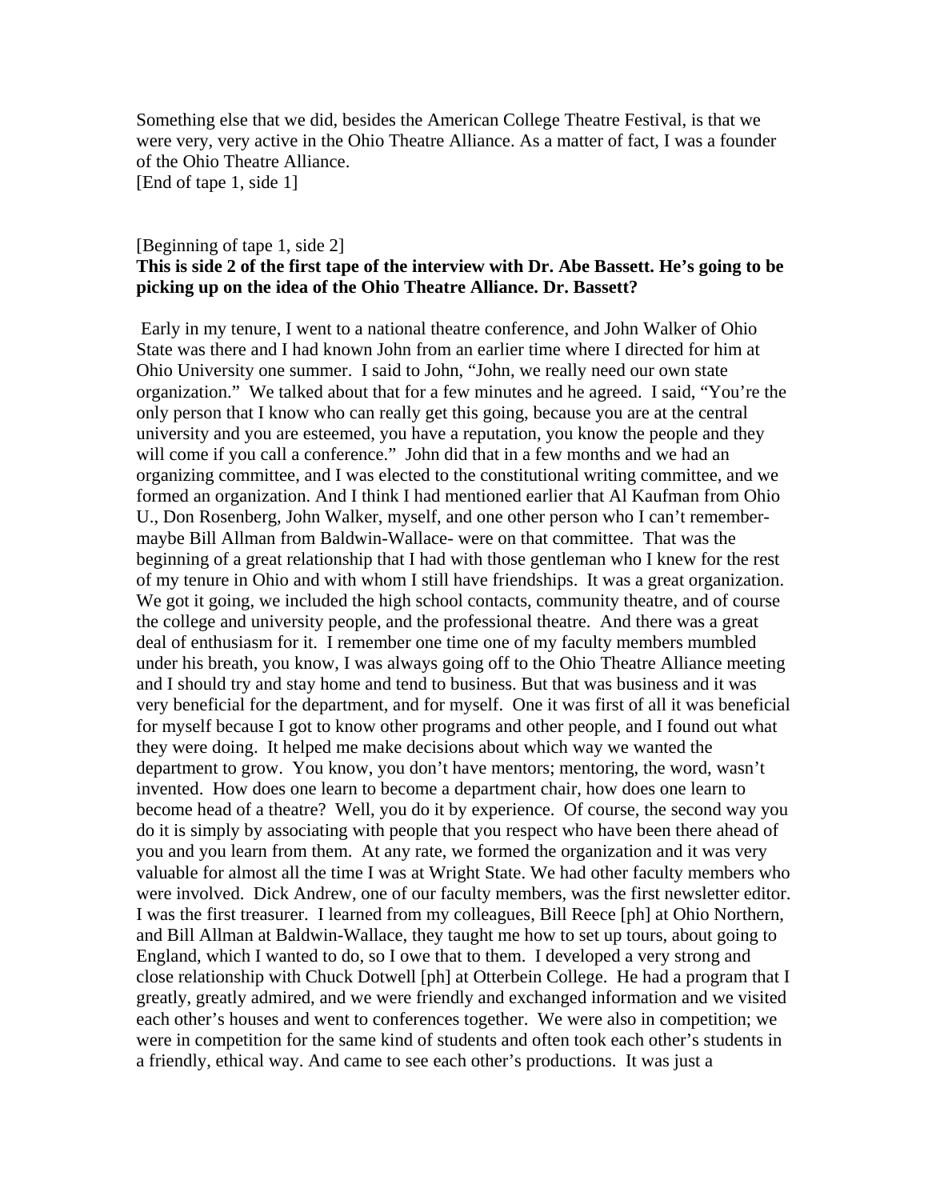Something else that we did, besides the American College Theatre Festival, is that we were very, very active in the Ohio Theatre Alliance. As a matter of fact, I was a founder of the Ohio Theatre Alliance.
[End of tape 1, side 1]

[Beginning of tape 1, side 2]
**This is side 2 of the first tape of the interview with Dr. Abe Bassett. He's going to be picking up on the idea of the Ohio Theatre Alliance. Dr. Bassett?**

Early in my tenure, I went to a national theatre conference, and John Walker of Ohio State was there and I had known John from an earlier time where I directed for him at Ohio University one summer. I said to John, "John, we really need our own state organization." We talked about that for a few minutes and he agreed. I said, "You're the only person that I know who can really get this going, because you are at the central university and you are esteemed, you have a reputation, you know the people and they will come if you call a conference." John did that in a few months and we had an organizing committee, and I was elected to the constitutional writing committee, and we formed an organization. And I think I had mentioned earlier that Al Kaufman from Ohio U., Don Rosenberg, John Walker, myself, and one other person who I can't remember- maybe Bill Allman from Baldwin-Wallace- were on that committee. That was the beginning of a great relationship that I had with those gentleman who I knew for the rest of my tenure in Ohio and with whom I still have friendships. It was a great organization. We got it going, we included the high school contacts, community theatre, and of course the college and university people, and the professional theatre. And there was a great deal of enthusiasm for it. I remember one time one of my faculty members mumbled under his breath, you know, I was always going off to the Ohio Theatre Alliance meeting and I should try and stay home and tend to business. But that was business and it was very beneficial for the department, and for myself. One it was first of all it was beneficial for myself because I got to know other programs and other people, and I found out what they were doing. It helped me make decisions about which way we wanted the department to grow. You know, you don't have mentors; mentoring, the word, wasn't invented. How does one learn to become a department chair, how does one learn to become head of a theatre? Well, you do it by experience. Of course, the second way you do it is simply by associating with people that you respect who have been there ahead of you and you learn from them. At any rate, we formed the organization and it was very valuable for almost all the time I was at Wright State. We had other faculty members who were involved. Dick Andrew, one of our faculty members, was the first newsletter editor. I was the first treasurer. I learned from my colleagues, Bill Reece [ph] at Ohio Northern, and Bill Allman at Baldwin-Wallace, they taught me how to set up tours, about going to England, which I wanted to do, so I owe that to them. I developed a very strong and close relationship with Chuck Dotwell [ph] at Otterbein College. He had a program that I greatly, greatly admired, and we were friendly and exchanged information and we visited each other's houses and went to conferences together. We were also in competition; we were in competition for the same kind of students and often took each other's students in a friendly, ethical way. And came to see each other's productions. It was just a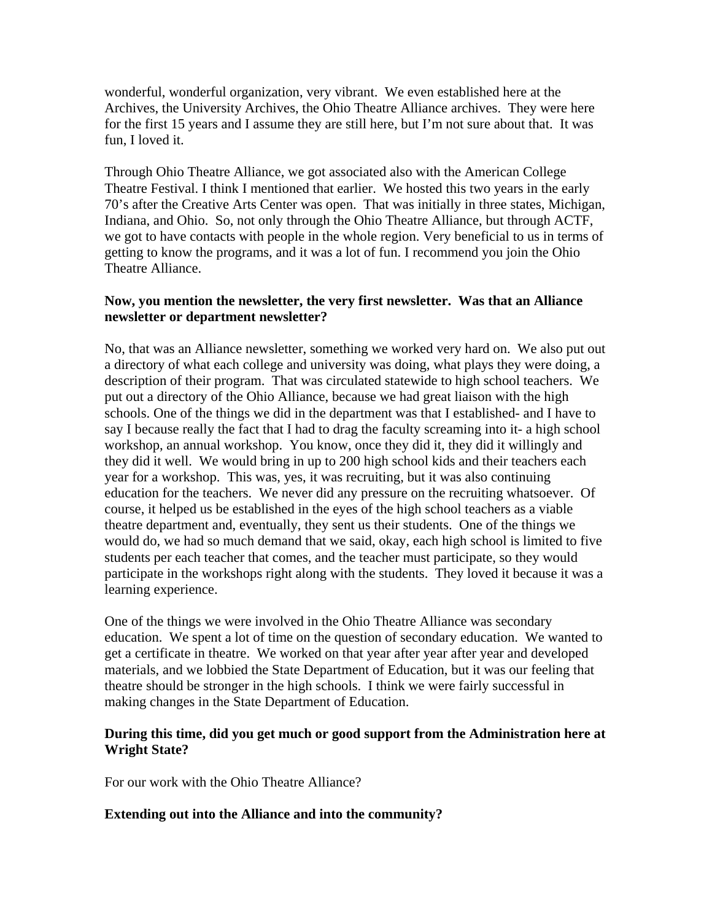wonderful, wonderful organization, very vibrant. We even established here at the Archives, the University Archives, the Ohio Theatre Alliance archives. They were here for the first 15 years and I assume they are still here, but I'm not sure about that. It was fun, I loved it.

Through Ohio Theatre Alliance, we got associated also with the American College Theatre Festival. I think I mentioned that earlier. We hosted this two years in the early 70's after the Creative Arts Center was open. That was initially in three states, Michigan, Indiana, and Ohio. So, not only through the Ohio Theatre Alliance, but through ACTF, we got to have contacts with people in the whole region. Very beneficial to us in terms of getting to know the programs, and it was a lot of fun. I recommend you join the Ohio Theatre Alliance.

**Now, you mention the newsletter, the very first newsletter. Was that an Alliance newsletter or department newsletter?**

No, that was an Alliance newsletter, something we worked very hard on. We also put out a directory of what each college and university was doing, what plays they were doing, a description of their program. That was circulated statewide to high school teachers. We put out a directory of the Ohio Alliance, because we had great liaison with the high schools. One of the things we did in the department was that I established- and I have to say I because really the fact that I had to drag the faculty screaming into it- a high school workshop, an annual workshop. You know, once they did it, they did it willingly and they did it well. We would bring in up to 200 high school kids and their teachers each year for a workshop. This was, yes, it was recruiting, but it was also continuing education for the teachers. We never did any pressure on the recruiting whatsoever. Of course, it helped us be established in the eyes of the high school teachers as a viable theatre department and, eventually, they sent us their students. One of the things we would do, we had so much demand that we said, okay, each high school is limited to five students per each teacher that comes, and the teacher must participate, so they would participate in the workshops right along with the students. They loved it because it was a learning experience.

One of the things we were involved in the Ohio Theatre Alliance was secondary education. We spent a lot of time on the question of secondary education. We wanted to get a certificate in theatre. We worked on that year after year after year and developed materials, and we lobbied the State Department of Education, but it was our feeling that theatre should be stronger in the high schools. I think we were fairly successful in making changes in the State Department of Education.

**During this time, did you get much or good support from the Administration here at Wright State?**

For our work with the Ohio Theatre Alliance?

**Extending out into the Alliance and into the community?**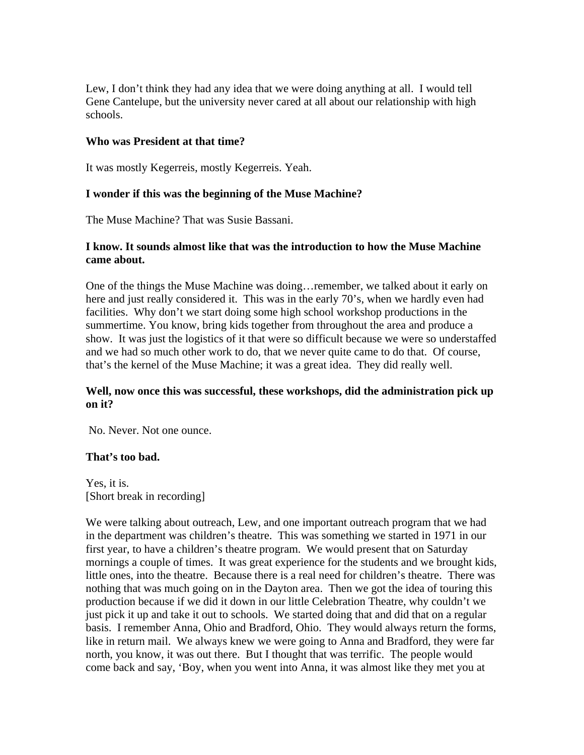Lew, I don't think they had any idea that we were doing anything at all. I would tell Gene Cantelupe, but the university never cared at all about our relationship with high schools.

**Who was President at that time?**

It was mostly Kegerreis, mostly Kegerreis. Yeah.

**I wonder if this was the beginning of the Muse Machine?**

The Muse Machine? That was Susie Bassani.

**I know. It sounds almost like that was the introduction to how the Muse Machine came about.**

One of the things the Muse Machine was doing…remember, we talked about it early on here and just really considered it. This was in the early 70's, when we hardly even had facilities. Why don't we start doing some high school workshop productions in the summertime. You know, bring kids together from throughout the area and produce a show. It was just the logistics of it that were so difficult because we were so understaffed and we had so much other work to do, that we never quite came to do that. Of course, that's the kernel of the Muse Machine; it was a great idea. They did really well.

**Well, now once this was successful, these workshops, did the administration pick up on it?**

No. Never. Not one ounce.

**That's too bad.**

Yes, it is.
[Short break in recording]

We were talking about outreach, Lew, and one important outreach program that we had in the department was children's theatre. This was something we started in 1971 in our first year, to have a children's theatre program. We would present that on Saturday mornings a couple of times. It was great experience for the students and we brought kids, little ones, into the theatre. Because there is a real need for children's theatre. There was nothing that was much going on in the Dayton area. Then we got the idea of touring this production because if we did it down in our little Celebration Theatre, why couldn't we just pick it up and take it out to schools. We started doing that and did that on a regular basis. I remember Anna, Ohio and Bradford, Ohio. They would always return the forms, like in return mail. We always knew we were going to Anna and Bradford, they were far north, you know, it was out there. But I thought that was terrific. The people would come back and say, 'Boy, when you went into Anna, it was almost like they met you at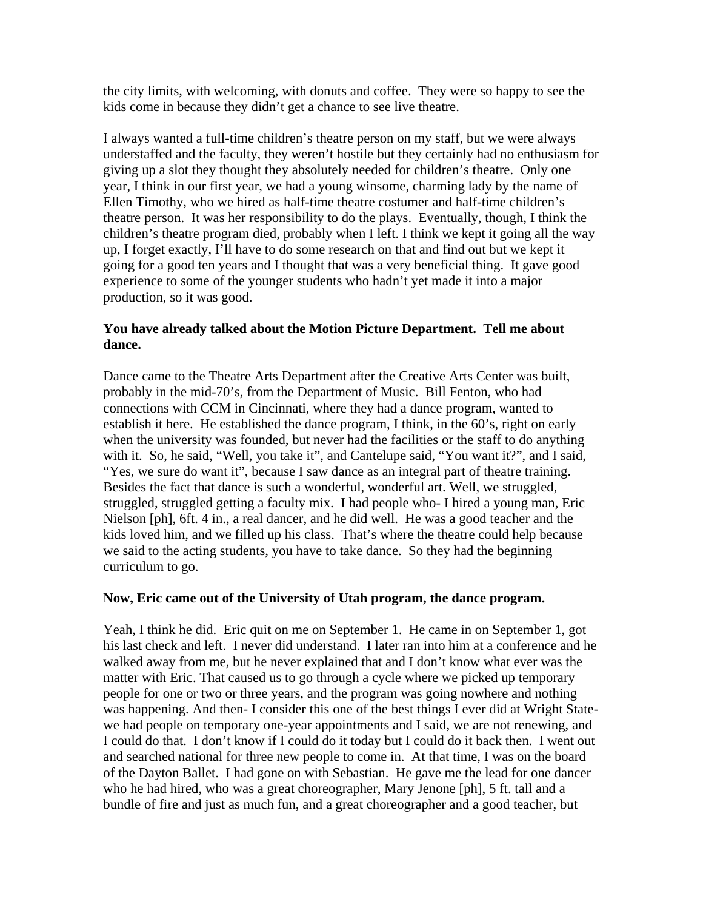the city limits, with welcoming, with donuts and coffee. They were so happy to see the kids come in because they didn't get a chance to see live theatre.

I always wanted a full-time children's theatre person on my staff, but we were always understaffed and the faculty, they weren't hostile but they certainly had no enthusiasm for giving up a slot they thought they absolutely needed for children's theatre. Only one year, I think in our first year, we had a young winsome, charming lady by the name of Ellen Timothy, who we hired as half-time theatre costumer and half-time children's theatre person. It was her responsibility to do the plays. Eventually, though, I think the children's theatre program died, probably when I left. I think we kept it going all the way up, I forget exactly, I'll have to do some research on that and find out but we kept it going for a good ten years and I thought that was a very beneficial thing. It gave good experience to some of the younger students who hadn't yet made it into a major production, so it was good.

**You have already talked about the Motion Picture Department. Tell me about dance.**

Dance came to the Theatre Arts Department after the Creative Arts Center was built, probably in the mid-70's, from the Department of Music. Bill Fenton, who had connections with CCM in Cincinnati, where they had a dance program, wanted to establish it here. He established the dance program, I think, in the 60's, right on early when the university was founded, but never had the facilities or the staff to do anything with it. So, he said, "Well, you take it", and Cantelupe said, "You want it?", and I said, "Yes, we sure do want it", because I saw dance as an integral part of theatre training. Besides the fact that dance is such a wonderful, wonderful art. Well, we struggled, struggled, struggled getting a faculty mix. I had people who- I hired a young man, Eric Nielson [ph], 6ft. 4 in., a real dancer, and he did well. He was a good teacher and the kids loved him, and we filled up his class. That's where the theatre could help because we said to the acting students, you have to take dance. So they had the beginning curriculum to go.

**Now, Eric came out of the University of Utah program, the dance program.**

Yeah, I think he did. Eric quit on me on September 1. He came in on September 1, got his last check and left. I never did understand. I later ran into him at a conference and he walked away from me, but he never explained that and I don't know what ever was the matter with Eric. That caused us to go through a cycle where we picked up temporary people for one or two or three years, and the program was going nowhere and nothing was happening. And then- I consider this one of the best things I ever did at Wright State- we had people on temporary one-year appointments and I said, we are not renewing, and I could do that. I don't know if I could do it today but I could do it back then. I went out and searched national for three new people to come in. At that time, I was on the board of the Dayton Ballet. I had gone on with Sebastian. He gave me the lead for one dancer who he had hired, who was a great choreographer, Mary Jenone [ph], 5 ft. tall and a bundle of fire and just as much fun, and a great choreographer and a good teacher, but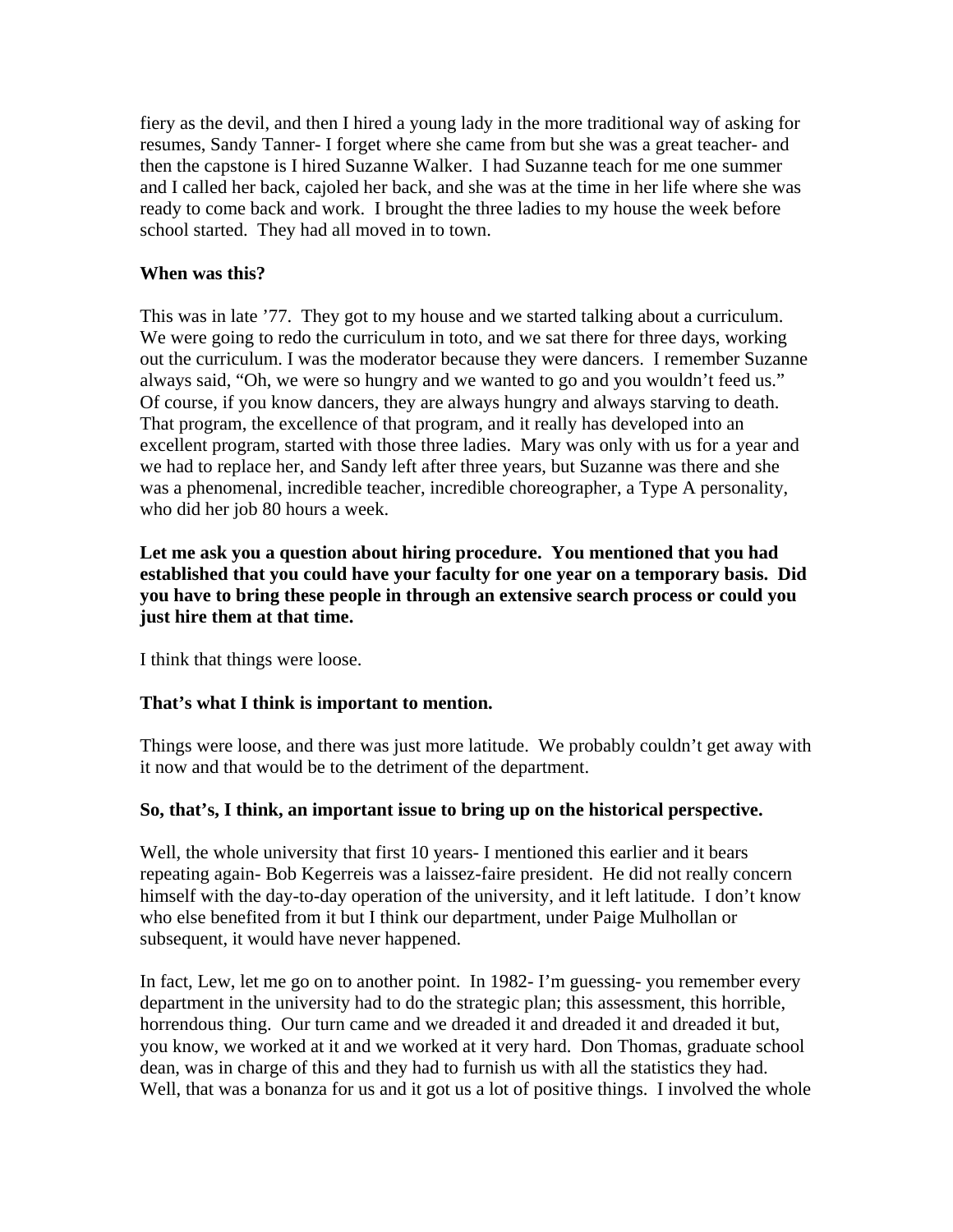fiery as the devil, and then I hired a young lady in the more traditional way of asking for resumes, Sandy Tanner- I forget where she came from but she was a great teacher- and then the capstone is I hired Suzanne Walker. I had Suzanne teach for me one summer and I called her back, cajoled her back, and she was at the time in her life where she was ready to come back and work. I brought the three ladies to my house the week before school started. They had all moved in to town.

**When was this?**

This was in late '77. They got to my house and we started talking about a curriculum. We were going to redo the curriculum in toto, and we sat there for three days, working out the curriculum. I was the moderator because they were dancers. I remember Suzanne always said, "Oh, we were so hungry and we wanted to go and you wouldn't feed us." Of course, if you know dancers, they are always hungry and always starving to death. That program, the excellence of that program, and it really has developed into an excellent program, started with those three ladies. Mary was only with us for a year and we had to replace her, and Sandy left after three years, but Suzanne was there and she was a phenomenal, incredible teacher, incredible choreographer, a Type A personality, who did her job 80 hours a week.

**Let me ask you a question about hiring procedure. You mentioned that you had established that you could have your faculty for one year on a temporary basis. Did you have to bring these people in through an extensive search process or could you just hire them at that time.**

I think that things were loose.

**That's what I think is important to mention.**

Things were loose, and there was just more latitude. We probably couldn't get away with it now and that would be to the detriment of the department.

**So, that's, I think, an important issue to bring up on the historical perspective.**

Well, the whole university that first 10 years- I mentioned this earlier and it bears repeating again- Bob Kegerreis was a laissez-faire president. He did not really concern himself with the day-to-day operation of the university, and it left latitude. I don't know who else benefited from it but I think our department, under Paige Mulhollan or subsequent, it would have never happened.

In fact, Lew, let me go on to another point. In 1982- I'm guessing- you remember every department in the university had to do the strategic plan; this assessment, this horrible, horrendous thing. Our turn came and we dreaded it and dreaded it and dreaded it but, you know, we worked at it and we worked at it very hard. Don Thomas, graduate school dean, was in charge of this and they had to furnish us with all the statistics they had. Well, that was a bonanza for us and it got us a lot of positive things. I involved the whole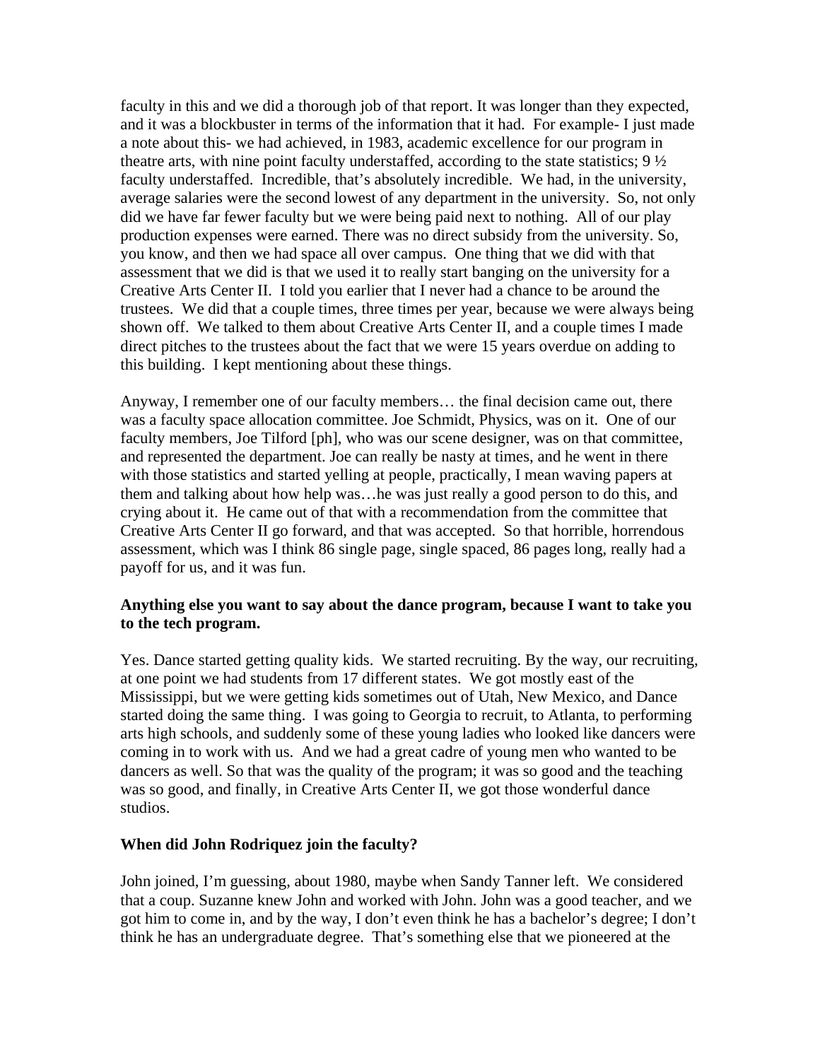faculty in this and we did a thorough job of that report. It was longer than they expected, and it was a blockbuster in terms of the information that it had. For example- I just made a note about this- we had achieved, in 1983, academic excellence for our program in theatre arts, with nine point faculty understaffed, according to the state statistics; 9 ½ faculty understaffed. Incredible, that's absolutely incredible. We had, in the university, average salaries were the second lowest of any department in the university. So, not only did we have far fewer faculty but we were being paid next to nothing. All of our play production expenses were earned. There was no direct subsidy from the university. So, you know, and then we had space all over campus. One thing that we did with that assessment that we did is that we used it to really start banging on the university for a Creative Arts Center II. I told you earlier that I never had a chance to be around the trustees. We did that a couple times, three times per year, because we were always being shown off. We talked to them about Creative Arts Center II, and a couple times I made direct pitches to the trustees about the fact that we were 15 years overdue on adding to this building. I kept mentioning about these things.

Anyway, I remember one of our faculty members… the final decision came out, there was a faculty space allocation committee. Joe Schmidt, Physics, was on it. One of our faculty members, Joe Tilford [ph], who was our scene designer, was on that committee, and represented the department. Joe can really be nasty at times, and he went in there with those statistics and started yelling at people, practically, I mean waving papers at them and talking about how help was…he was just really a good person to do this, and crying about it. He came out of that with a recommendation from the committee that Creative Arts Center II go forward, and that was accepted. So that horrible, horrendous assessment, which was I think 86 single page, single spaced, 86 pages long, really had a payoff for us, and it was fun.

**Anything else you want to say about the dance program, because I want to take you to the tech program.**

Yes. Dance started getting quality kids. We started recruiting. By the way, our recruiting, at one point we had students from 17 different states. We got mostly east of the Mississippi, but we were getting kids sometimes out of Utah, New Mexico, and Dance started doing the same thing. I was going to Georgia to recruit, to Atlanta, to performing arts high schools, and suddenly some of these young ladies who looked like dancers were coming in to work with us. And we had a great cadre of young men who wanted to be dancers as well. So that was the quality of the program; it was so good and the teaching was so good, and finally, in Creative Arts Center II, we got those wonderful dance studios.

**When did John Rodriquez join the faculty?**

John joined, I'm guessing, about 1980, maybe when Sandy Tanner left. We considered that a coup. Suzanne knew John and worked with John. John was a good teacher, and we got him to come in, and by the way, I don't even think he has a bachelor's degree; I don't think he has an undergraduate degree. That's something else that we pioneered at the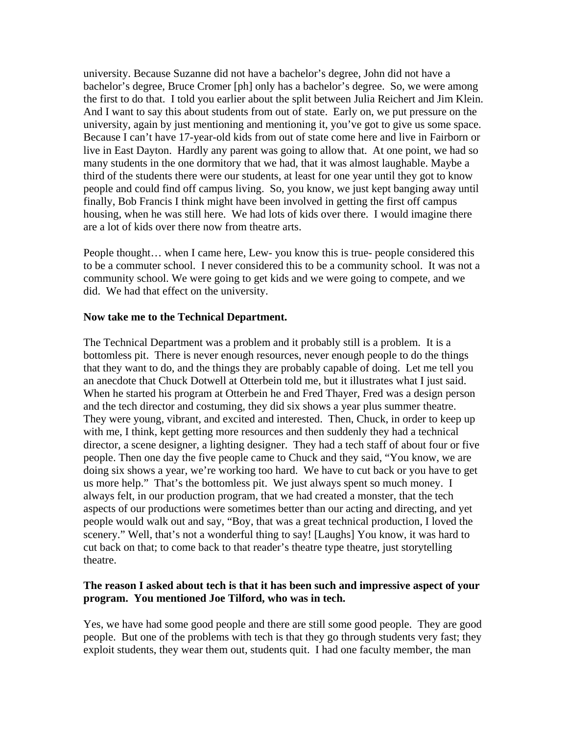university. Because Suzanne did not have a bachelor's degree, John did not have a bachelor's degree, Bruce Cromer [ph] only has a bachelor's degree. So, we were among the first to do that. I told you earlier about the split between Julia Reichert and Jim Klein. And I want to say this about students from out of state. Early on, we put pressure on the university, again by just mentioning and mentioning it, you've got to give us some space. Because I can't have 17-year-old kids from out of state come here and live in Fairborn or live in East Dayton. Hardly any parent was going to allow that. At one point, we had so many students in the one dormitory that we had, that it was almost laughable. Maybe a third of the students there were our students, at least for one year until they got to know people and could find off campus living. So, you know, we just kept banging away until finally, Bob Francis I think might have been involved in getting the first off campus housing, when he was still here. We had lots of kids over there. I would imagine there are a lot of kids over there now from theatre arts.

People thought… when I came here, Lew- you know this is true- people considered this to be a commuter school. I never considered this to be a community school. It was not a community school. We were going to get kids and we were going to compete, and we did. We had that effect on the university.

**Now take me to the Technical Department.**

The Technical Department was a problem and it probably still is a problem. It is a bottomless pit. There is never enough resources, never enough people to do the things that they want to do, and the things they are probably capable of doing. Let me tell you an anecdote that Chuck Dotwell at Otterbein told me, but it illustrates what I just said. When he started his program at Otterbein he and Fred Thayer, Fred was a design person and the tech director and costuming, they did six shows a year plus summer theatre. They were young, vibrant, and excited and interested. Then, Chuck, in order to keep up with me, I think, kept getting more resources and then suddenly they had a technical director, a scene designer, a lighting designer. They had a tech staff of about four or five people. Then one day the five people came to Chuck and they said, "You know, we are doing six shows a year, we're working too hard. We have to cut back or you have to get us more help." That's the bottomless pit. We just always spent so much money. I always felt, in our production program, that we had created a monster, that the tech aspects of our productions were sometimes better than our acting and directing, and yet people would walk out and say, "Boy, that was a great technical production, I loved the scenery." Well, that's not a wonderful thing to say! [Laughs] You know, it was hard to cut back on that; to come back to that reader's theatre type theatre, just storytelling theatre.

**The reason I asked about tech is that it has been such and impressive aspect of your program. You mentioned Joe Tilford, who was in tech.**

Yes, we have had some good people and there are still some good people. They are good people. But one of the problems with tech is that they go through students very fast; they exploit students, they wear them out, students quit. I had one faculty member, the man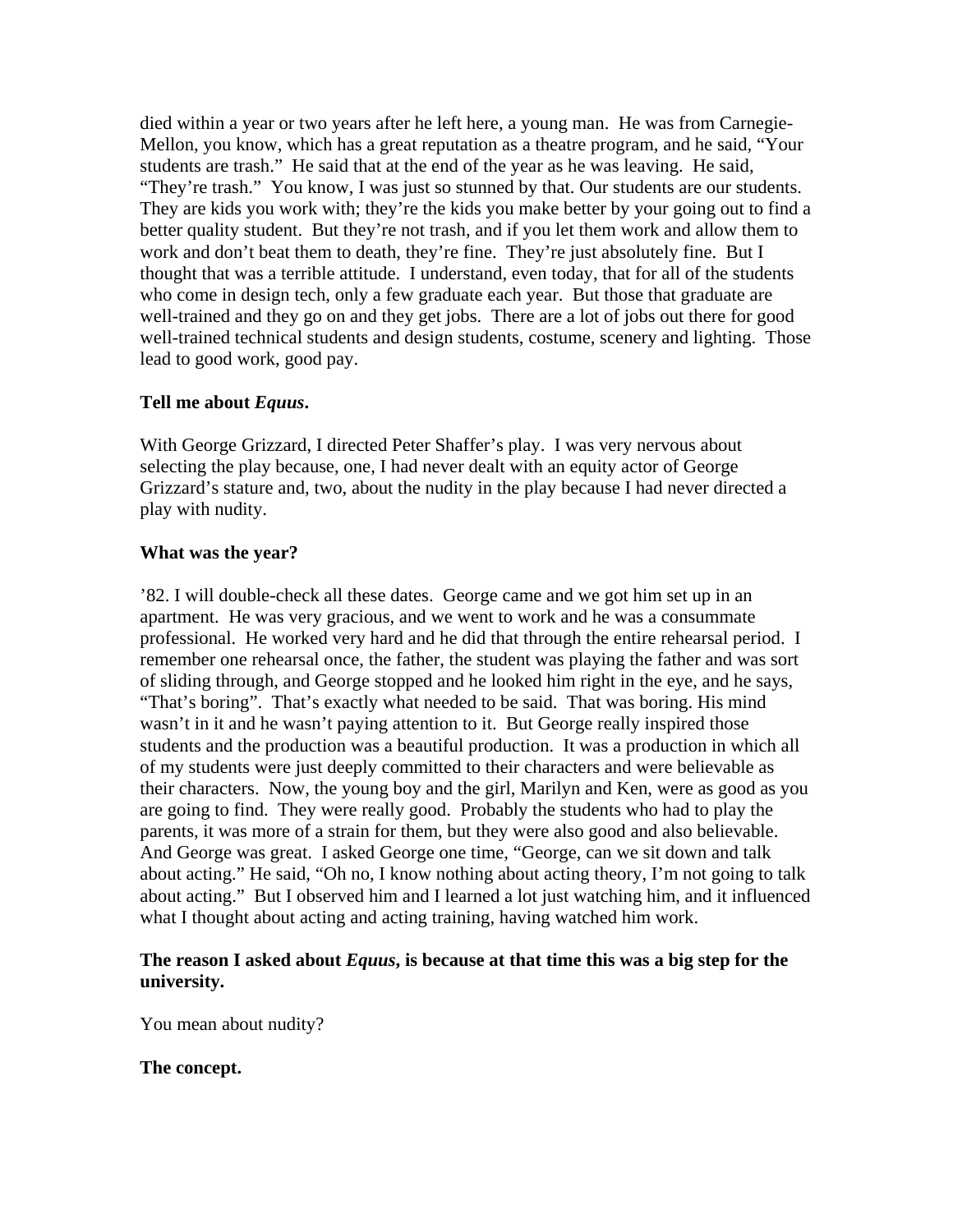died within a year or two years after he left here, a young man. He was from Carnegie-Mellon, you know, which has a great reputation as a theatre program, and he said, "Your students are trash." He said that at the end of the year as he was leaving. He said, "They're trash." You know, I was just so stunned by that. Our students are our students. They are kids you work with; they're the kids you make better by your going out to find a better quality student. But they're not trash, and if you let them work and allow them to work and don't beat them to death, they're fine. They're just absolutely fine. But I thought that was a terrible attitude. I understand, even today, that for all of the students who come in design tech, only a few graduate each year. But those that graduate are well-trained and they go on and they get jobs. There are a lot of jobs out there for good well-trained technical students and design students, costume, scenery and lighting. Those lead to good work, good pay.

**Tell me about *Equus*.**

With George Grizzard, I directed Peter Shaffer's play. I was very nervous about selecting the play because, one, I had never dealt with an equity actor of George Grizzard's stature and, two, about the nudity in the play because I had never directed a play with nudity.

**What was the year?**

'82. I will double-check all these dates. George came and we got him set up in an apartment. He was very gracious, and we went to work and he was a consummate professional. He worked very hard and he did that through the entire rehearsal period. I remember one rehearsal once, the father, the student was playing the father and was sort of sliding through, and George stopped and he looked him right in the eye, and he says, "That's boring". That's exactly what needed to be said. That was boring. His mind wasn't in it and he wasn't paying attention to it. But George really inspired those students and the production was a beautiful production. It was a production in which all of my students were just deeply committed to their characters and were believable as their characters. Now, the young boy and the girl, Marilyn and Ken, were as good as you are going to find. They were really good. Probably the students who had to play the parents, it was more of a strain for them, but they were also good and also believable. And George was great. I asked George one time, "George, can we sit down and talk about acting." He said, "Oh no, I know nothing about acting theory, I'm not going to talk about acting." But I observed him and I learned a lot just watching him, and it influenced what I thought about acting and acting training, having watched him work.

**The reason I asked about *Equus*, is because at that time this was a big step for the university.**

You mean about nudity?

**The concept.**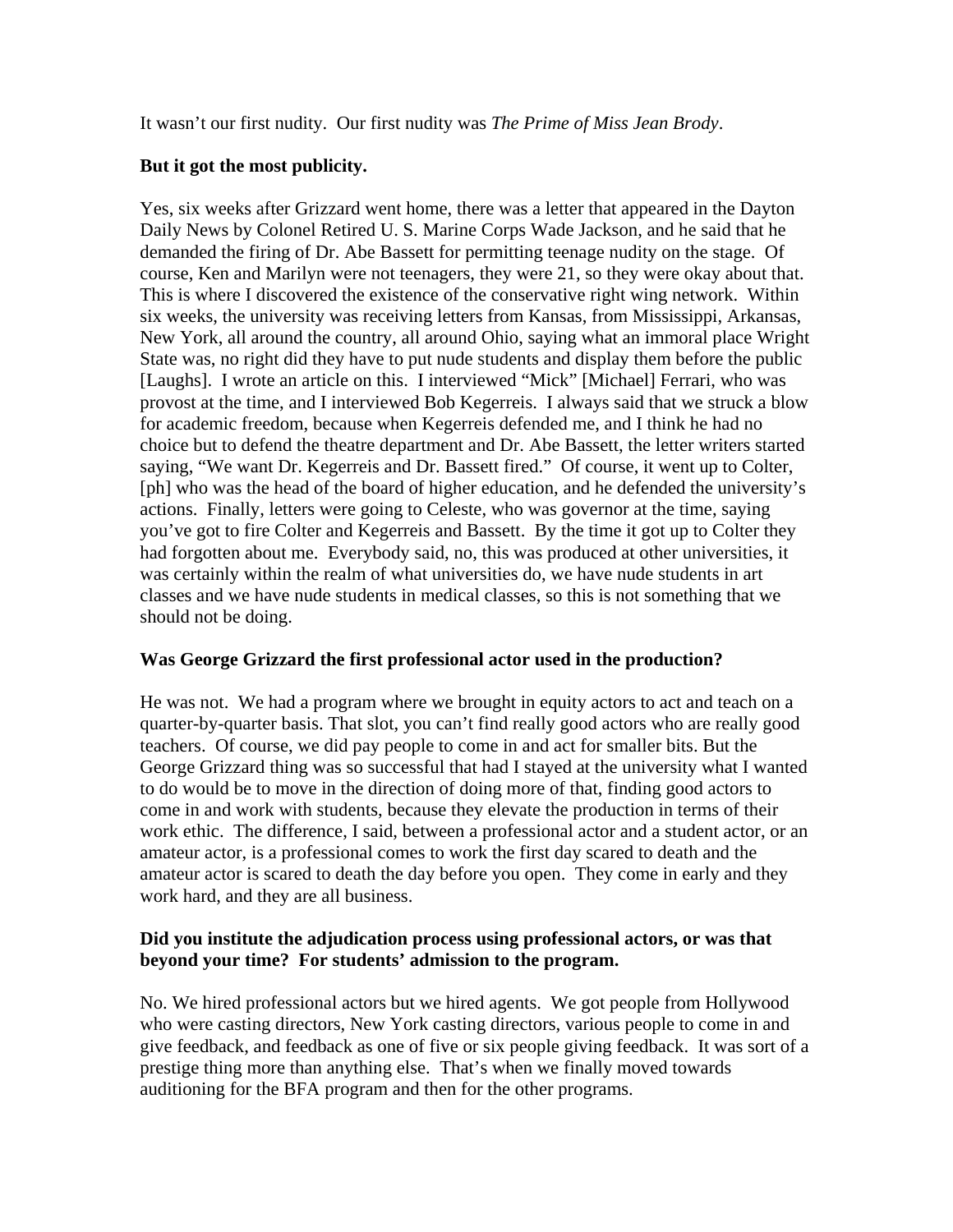It wasn't our first nudity. Our first nudity was *The Prime of Miss Jean Brody*.

**But it got the most publicity.**

Yes, six weeks after Grizzard went home, there was a letter that appeared in the Dayton Daily News by Colonel Retired U. S. Marine Corps Wade Jackson, and he said that he demanded the firing of Dr. Abe Bassett for permitting teenage nudity on the stage. Of course, Ken and Marilyn were not teenagers, they were 21, so they were okay about that. This is where I discovered the existence of the conservative right wing network. Within six weeks, the university was receiving letters from Kansas, from Mississippi, Arkansas, New York, all around the country, all around Ohio, saying what an immoral place Wright State was, no right did they have to put nude students and display them before the public [Laughs]. I wrote an article on this. I interviewed "Mick" [Michael] Ferrari, who was provost at the time, and I interviewed Bob Kegerreis. I always said that we struck a blow for academic freedom, because when Kegerreis defended me, and I think he had no choice but to defend the theatre department and Dr. Abe Bassett, the letter writers started saying, "We want Dr. Kegerreis and Dr. Bassett fired." Of course, it went up to Colter, [ph] who was the head of the board of higher education, and he defended the university's actions. Finally, letters were going to Celeste, who was governor at the time, saying you've got to fire Colter and Kegerreis and Bassett. By the time it got up to Colter they had forgotten about me. Everybody said, no, this was produced at other universities, it was certainly within the realm of what universities do, we have nude students in art classes and we have nude students in medical classes, so this is not something that we should not be doing.

**Was George Grizzard the first professional actor used in the production?**

He was not. We had a program where we brought in equity actors to act and teach on a quarter-by-quarter basis. That slot, you can't find really good actors who are really good teachers. Of course, we did pay people to come in and act for smaller bits. But the George Grizzard thing was so successful that had I stayed at the university what I wanted to do would be to move in the direction of doing more of that, finding good actors to come in and work with students, because they elevate the production in terms of their work ethic. The difference, I said, between a professional actor and a student actor, or an amateur actor, is a professional comes to work the first day scared to death and the amateur actor is scared to death the day before you open. They come in early and they work hard, and they are all business.

**Did you institute the adjudication process using professional actors, or was that beyond your time? For students' admission to the program.**

No. We hired professional actors but we hired agents. We got people from Hollywood who were casting directors, New York casting directors, various people to come in and give feedback, and feedback as one of five or six people giving feedback. It was sort of a prestige thing more than anything else. That's when we finally moved towards auditioning for the BFA program and then for the other programs.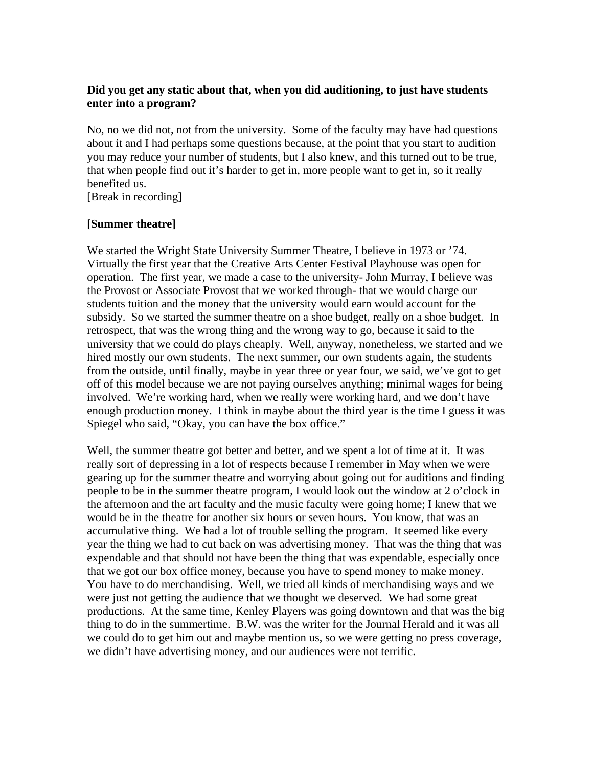**Did you get any static about that, when you did auditioning, to just have students enter into a program?**

No, no we did not, not from the university. Some of the faculty may have had questions about it and I had perhaps some questions because, at the point that you start to audition you may reduce your number of students, but I also knew, and this turned out to be true, that when people find out it's harder to get in, more people want to get in, so it really benefited us.
[Break in recording]

**[Summer theatre]**

We started the Wright State University Summer Theatre, I believe in 1973 or '74. Virtually the first year that the Creative Arts Center Festival Playhouse was open for operation. The first year, we made a case to the university- John Murray, I believe was the Provost or Associate Provost that we worked through- that we would charge our students tuition and the money that the university would earn would account for the subsidy. So we started the summer theatre on a shoe budget, really on a shoe budget. In retrospect, that was the wrong thing and the wrong way to go, because it said to the university that we could do plays cheaply. Well, anyway, nonetheless, we started and we hired mostly our own students. The next summer, our own students again, the students from the outside, until finally, maybe in year three or year four, we said, we've got to get off of this model because we are not paying ourselves anything; minimal wages for being involved. We're working hard, when we really were working hard, and we don't have enough production money. I think in maybe about the third year is the time I guess it was Spiegel who said, "Okay, you can have the box office."

Well, the summer theatre got better and better, and we spent a lot of time at it. It was really sort of depressing in a lot of respects because I remember in May when we were gearing up for the summer theatre and worrying about going out for auditions and finding people to be in the summer theatre program, I would look out the window at 2 o'clock in the afternoon and the art faculty and the music faculty were going home; I knew that we would be in the theatre for another six hours or seven hours. You know, that was an accumulative thing. We had a lot of trouble selling the program. It seemed like every year the thing we had to cut back on was advertising money. That was the thing that was expendable and that should not have been the thing that was expendable, especially once that we got our box office money, because you have to spend money to make money. You have to do merchandising. Well, we tried all kinds of merchandising ways and we were just not getting the audience that we thought we deserved. We had some great productions. At the same time, Kenley Players was going downtown and that was the big thing to do in the summertime. B.W. was the writer for the Journal Herald and it was all we could do to get him out and maybe mention us, so we were getting no press coverage, we didn't have advertising money, and our audiences were not terrific.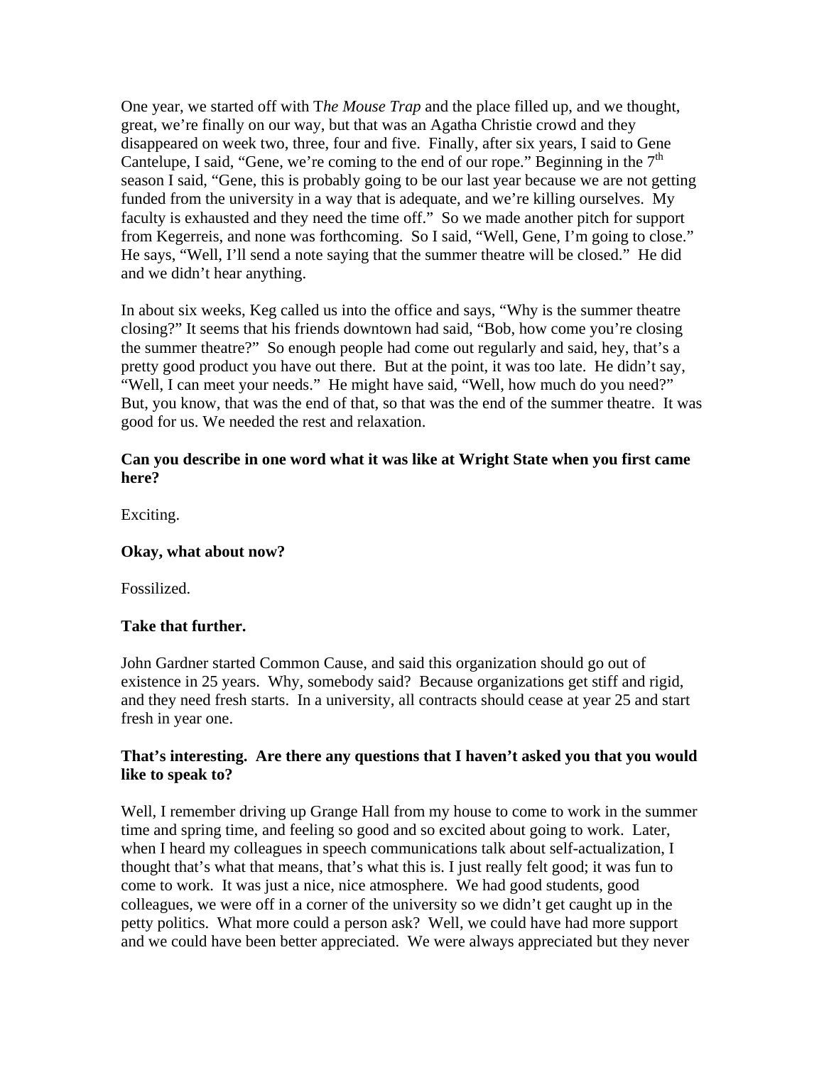One year, we started off with T*he Mouse Trap* and the place filled up, and we thought, great, we're finally on our way, but that was an Agatha Christie crowd and they disappeared on week two, three, four and five. Finally, after six years, I said to Gene Cantelupe, I said, "Gene, we're coming to the end of our rope." Beginning in the 7th season I said, "Gene, this is probably going to be our last year because we are not getting funded from the university in a way that is adequate, and we're killing ourselves. My faculty is exhausted and they need the time off." So we made another pitch for support from Kegerreis, and none was forthcoming. So I said, "Well, Gene, I'm going to close." He says, "Well, I'll send a note saying that the summer theatre will be closed." He did and we didn't hear anything.

In about six weeks, Keg called us into the office and says, "Why is the summer theatre closing?" It seems that his friends downtown had said, "Bob, how come you're closing the summer theatre?" So enough people had come out regularly and said, hey, that's a pretty good product you have out there. But at the point, it was too late. He didn't say, "Well, I can meet your needs." He might have said, "Well, how much do you need?" But, you know, that was the end of that, so that was the end of the summer theatre. It was good for us. We needed the rest and relaxation.

**Can you describe in one word what it was like at Wright State when you first came here?**

Exciting.

**Okay, what about now?**

Fossilized.

**Take that further.**

John Gardner started Common Cause, and said this organization should go out of existence in 25 years. Why, somebody said? Because organizations get stiff and rigid, and they need fresh starts. In a university, all contracts should cease at year 25 and start fresh in year one.

**That's interesting. Are there any questions that I haven't asked you that you would like to speak to?**

Well, I remember driving up Grange Hall from my house to come to work in the summer time and spring time, and feeling so good and so excited about going to work. Later, when I heard my colleagues in speech communications talk about self-actualization, I thought that's what that means, that's what this is. I just really felt good; it was fun to come to work. It was just a nice, nice atmosphere. We had good students, good colleagues, we were off in a corner of the university so we didn't get caught up in the petty politics. What more could a person ask? Well, we could have had more support and we could have been better appreciated. We were always appreciated but they never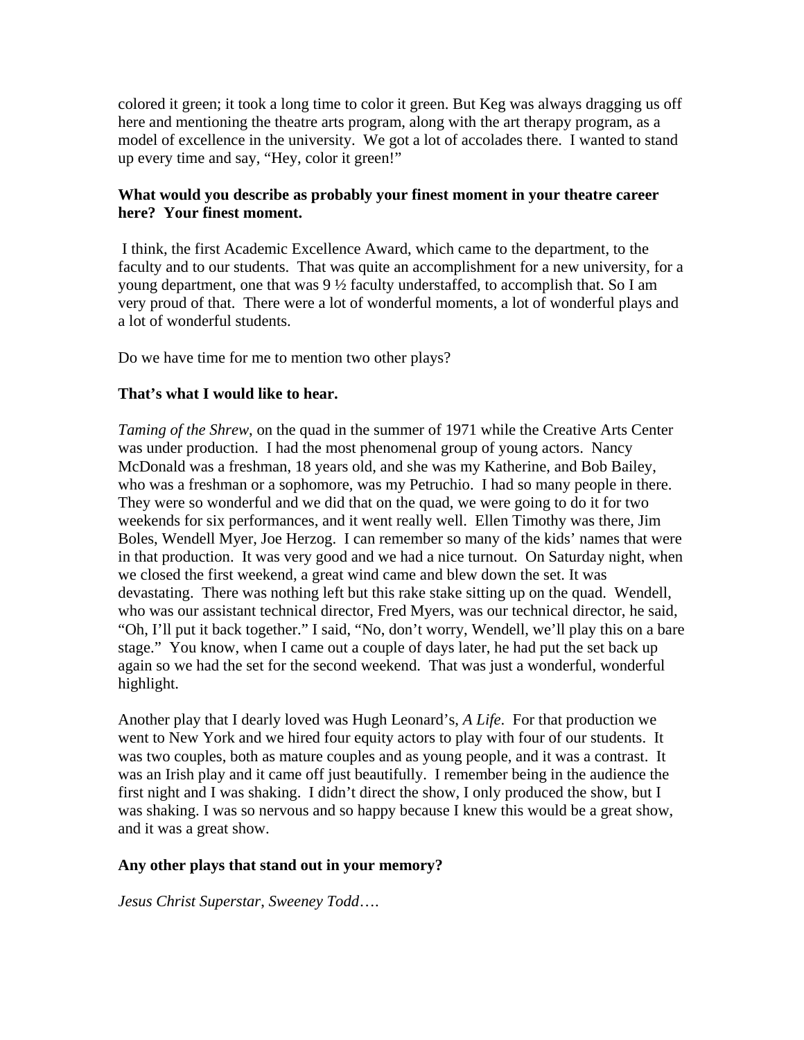colored it green; it took a long time to color it green. But Keg was always dragging us off here and mentioning the theatre arts program, along with the art therapy program, as a model of excellence in the university. We got a lot of accolades there. I wanted to stand up every time and say, "Hey, color it green!"

**What would you describe as probably your finest moment in your theatre career here? Your finest moment.**

I think, the first Academic Excellence Award, which came to the department, to the faculty and to our students. That was quite an accomplishment for a new university, for a young department, one that was 9 ½ faculty understaffed, to accomplish that. So I am very proud of that. There were a lot of wonderful moments, a lot of wonderful plays and a lot of wonderful students.

Do we have time for me to mention two other plays?

**That's what I would like to hear.**

*Taming of the Shrew*, on the quad in the summer of 1971 while the Creative Arts Center was under production. I had the most phenomenal group of young actors. Nancy McDonald was a freshman, 18 years old, and she was my Katherine, and Bob Bailey, who was a freshman or a sophomore, was my Petruchio. I had so many people in there. They were so wonderful and we did that on the quad, we were going to do it for two weekends for six performances, and it went really well. Ellen Timothy was there, Jim Boles, Wendell Myer, Joe Herzog. I can remember so many of the kids' names that were in that production. It was very good and we had a nice turnout. On Saturday night, when we closed the first weekend, a great wind came and blew down the set. It was devastating. There was nothing left but this rake stake sitting up on the quad. Wendell, who was our assistant technical director, Fred Myers, was our technical director, he said, "Oh, I'll put it back together." I said, "No, don't worry, Wendell, we'll play this on a bare stage." You know, when I came out a couple of days later, he had put the set back up again so we had the set for the second weekend. That was just a wonderful, wonderful highlight.

Another play that I dearly loved was Hugh Leonard's, *A Life*. For that production we went to New York and we hired four equity actors to play with four of our students. It was two couples, both as mature couples and as young people, and it was a contrast. It was an Irish play and it came off just beautifully. I remember being in the audience the first night and I was shaking. I didn't direct the show, I only produced the show, but I was shaking. I was so nervous and so happy because I knew this would be a great show, and it was a great show.

**Any other plays that stand out in your memory?**

*Jesus Christ Superstar*, *Sweeney Todd*….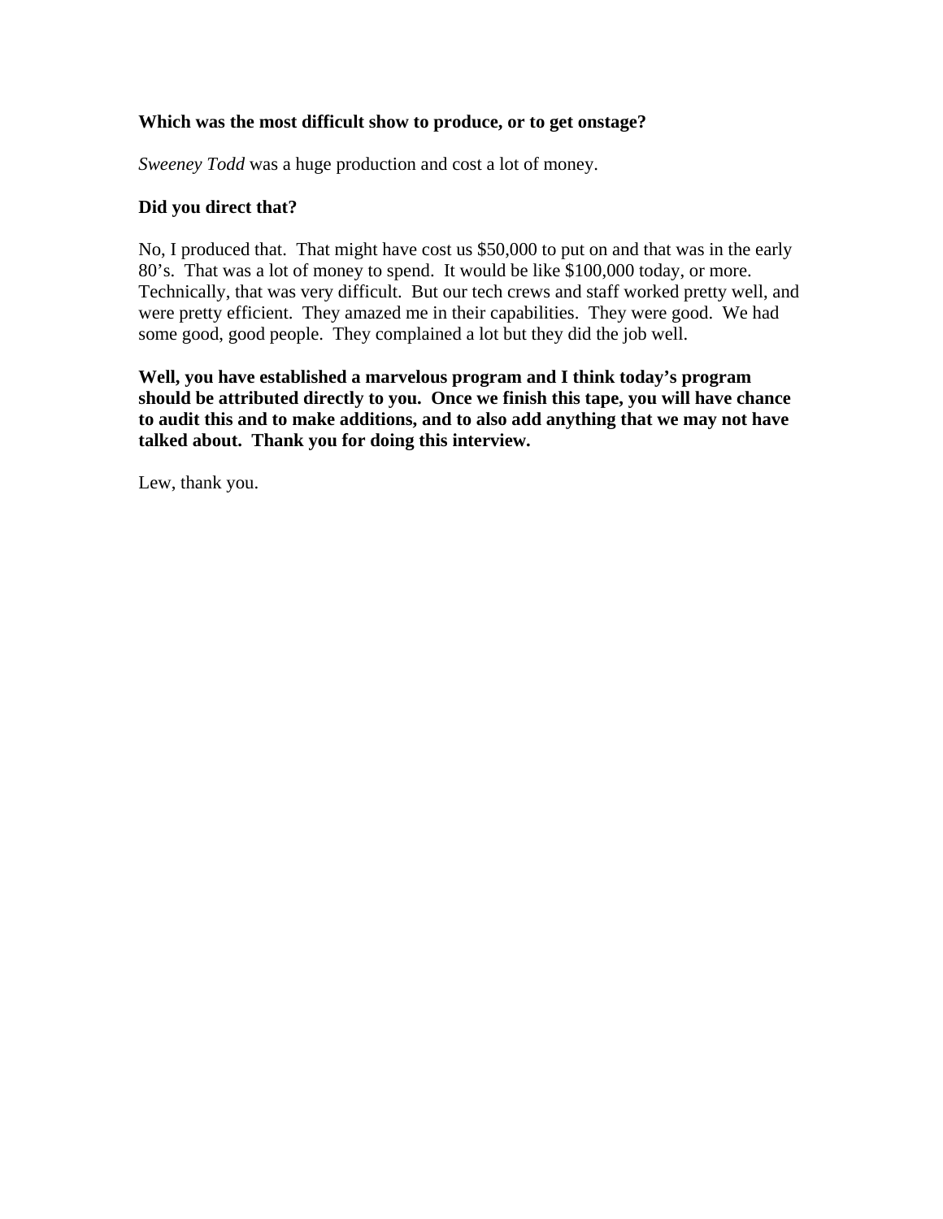**Which was the most difficult show to produce, or to get onstage?**

*Sweeney Todd* was a huge production and cost a lot of money.

**Did you direct that?**

No, I produced that. That might have cost us $50,000 to put on and that was in the early 80's. That was a lot of money to spend. It would be like $100,000 today, or more. Technically, that was very difficult. But our tech crews and staff worked pretty well, and were pretty efficient. They amazed me in their capabilities. They were good. We had some good, good people. They complained a lot but they did the job well.

**Well, you have established a marvelous program and I think today's program should be attributed directly to you. Once we finish this tape, you will have chance to audit this and to make additions, and to also add anything that we may not have talked about. Thank you for doing this interview.**

Lew, thank you.